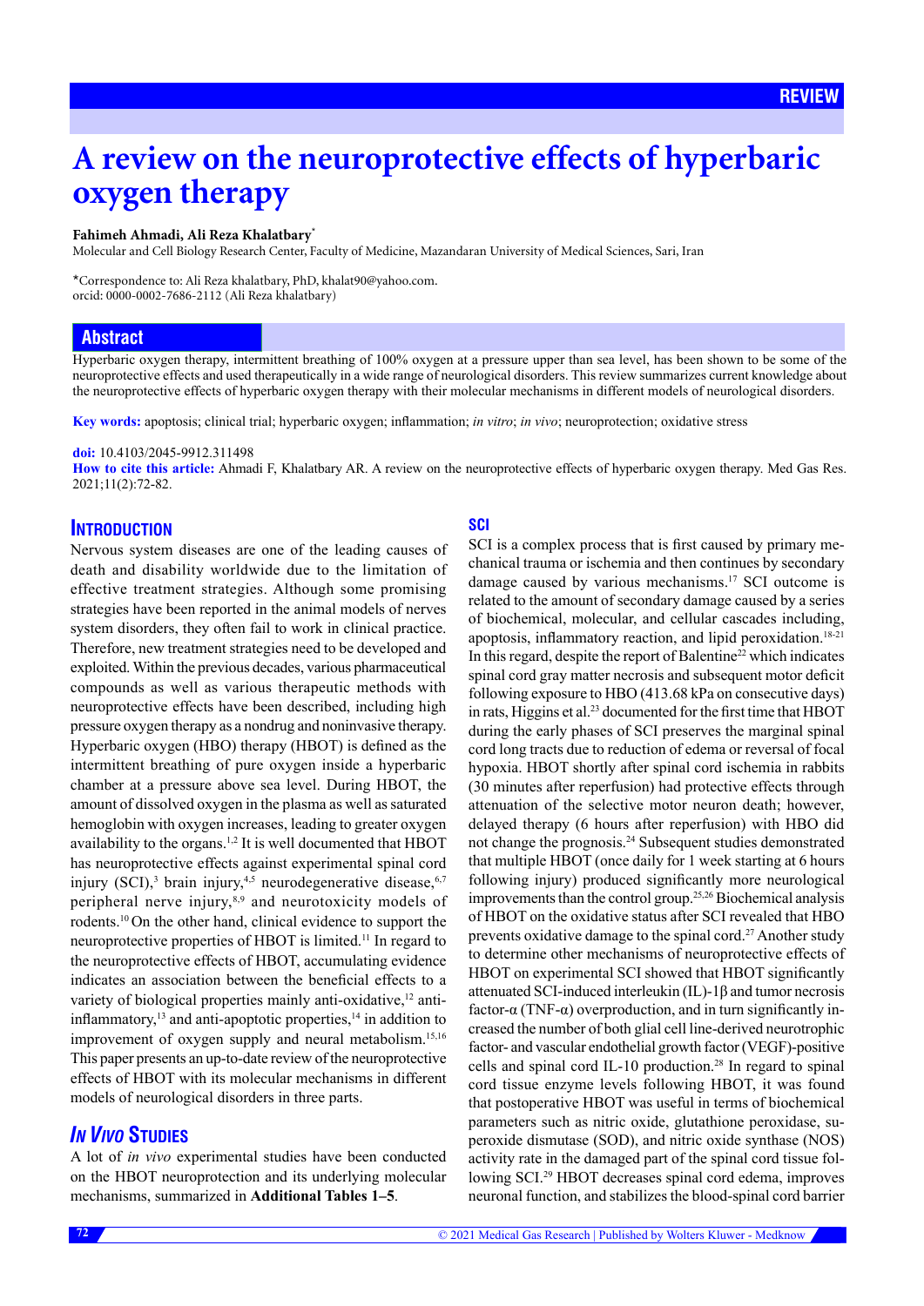REVIEW

# A review on the neuroprotective effects of hyperbaric oxygen therapy

**Fahimeh Ahmadi, Ali Reza Khalatbary***

Molecular and Cell Biology Research Center, Faculty of Medicine, Mazandaran University of Medical Sciences, Sari, Iran

*Correspondence to: Ali Reza khalatbary, PhD, khalat90@yahoo.com.
orcid: 0000-0002-7686-2112 (Ali Reza khalatbary)

## Abstract

Hyperbaric oxygen therapy, intermittent breathing of 100% oxygen at a pressure upper than sea level, has been shown to be some of the neuroprotective effects and used therapeutically in a wide range of neurological disorders. This review summarizes current knowledge about the neuroprotective effects of hyperbaric oxygen therapy with their molecular mechanisms in different models of neurological disorders.

**Key words:** apoptosis; clinical trial; hyperbaric oxygen; inflammation; *in vitro*; *in vivo*; neuroprotection; oxidative stress

**doi:** 10.4103/2045-9912.311498

**How to cite this article:** Ahmadi F, Khalatbary AR. A review on the neuroprotective effects of hyperbaric oxygen therapy. Med Gas Res. 2021;11(2):72-82.

## Introduction

Nervous system diseases are one of the leading causes of death and disability worldwide due to the limitation of effective treatment strategies. Although some promising strategies have been reported in the animal models of nerves system disorders, they often fail to work in clinical practice. Therefore, new treatment strategies need to be developed and exploited. Within the previous decades, various pharmaceutical compounds as well as various therapeutic methods with neuroprotective effects have been described, including high pressure oxygen therapy as a nondrug and noninvasive therapy. Hyperbaric oxygen (HBO) therapy (HBOT) is defined as the intermittent breathing of pure oxygen inside a hyperbaric chamber at a pressure above sea level. During HBOT, the amount of dissolved oxygen in the plasma as well as saturated hemoglobin with oxygen increases, leading to greater oxygen availability to the organs.[1,2] It is well documented that HBOT has neuroprotective effects against experimental spinal cord injury (SCI),[3] brain injury,[4,5] neurodegenerative disease,[6,7] peripheral nerve injury,[8,9] and neurotoxicity models of rodents.[10] On the other hand, clinical evidence to support the neuroprotective properties of HBOT is limited.[11] In regard to the neuroprotective effects of HBOT, accumulating evidence indicates an association between the beneficial effects to a variety of biological properties mainly anti-oxidative,[12] anti-inflammatory,[13] and anti-apoptotic properties,[14] in addition to improvement of oxygen supply and neural metabolism.[15,16] This paper presents an up-to-date review of the neuroprotective effects of HBOT with its molecular mechanisms in different models of neurological disorders in three parts.

## *In Vivo* Studies

A lot of *in vivo* experimental studies have been conducted on the HBOT neuroprotection and its underlying molecular mechanisms, summarized in **Additional Tables 1–5**.

### SCI

SCI is a complex process that is first caused by primary mechanical trauma or ischemia and then continues by secondary damage caused by various mechanisms.[17] SCI outcome is related to the amount of secondary damage caused by a series of biochemical, molecular, and cellular cascades including, apoptosis, inflammatory reaction, and lipid peroxidation.[18-21] In this regard, despite the report of Balentine[22] which indicates spinal cord gray matter necrosis and subsequent motor deficit following exposure to HBO (413.68 kPa on consecutive days) in rats, Higgins et al.[23] documented for the first time that HBOT during the early phases of SCI preserves the marginal spinal cord long tracts due to reduction of edema or reversal of focal hypoxia. HBOT shortly after spinal cord ischemia in rabbits (30 minutes after reperfusion) had protective effects through attenuation of the selective motor neuron death; however, delayed therapy (6 hours after reperfusion) with HBO did not change the prognosis.[24] Subsequent studies demonstrated that multiple HBOT (once daily for 1 week starting at 6 hours following injury) produced significantly more neurological improvements than the control group.[25,26] Biochemical analysis of HBOT on the oxidative status after SCI revealed that HBO prevents oxidative damage to the spinal cord.[27] Another study to determine other mechanisms of neuroprotective effects of HBOT on experimental SCI showed that HBOT significantly attenuated SCI-induced interleukin (IL)-1β and tumor necrosis factor-α (TNF-α) overproduction, and in turn significantly increased the number of both glial cell line-derived neurotrophic factor- and vascular endothelial growth factor (VEGF)-positive cells and spinal cord IL-10 production.[28] In regard to spinal cord tissue enzyme levels following HBOT, it was found that postoperative HBOT was useful in terms of biochemical parameters such as nitric oxide, glutathione peroxidase, superoxide dismutase (SOD), and nitric oxide synthase (NOS) activity rate in the damaged part of the spinal cord tissue following SCI.[29] HBOT decreases spinal cord edema, improves neuronal function, and stabilizes the blood-spinal cord barrier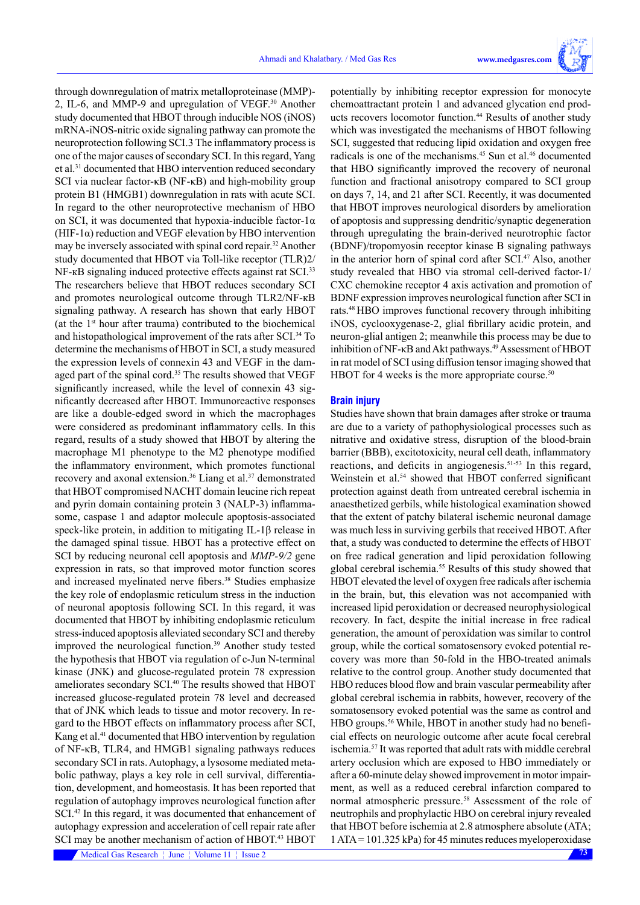through downregulation of matrix metalloproteinase (MMP)-2, IL-6, and MMP-9 and upregulation of VEGF.[30] Another study documented that HBOT through inducible NOS (iNOS) mRNA-iNOS-nitric oxide signaling pathway can promote the neuroprotection following SCI.3 The inflammatory process is one of the major causes of secondary SCI. In this regard, Yang et al.[31] documented that HBO intervention reduced secondary SCI via nuclear factor-κB (NF-κB) and high-mobility group protein B1 (HMGB1) downregulation in rats with acute SCI. In regard to the other neuroprotective mechanism of HBO on SCI, it was documented that hypoxia-inducible factor-1α (HIF-1α) reduction and VEGF elevation by HBO intervention may be inversely associated with spinal cord repair.[32] Another study documented that HBOT via Toll-like receptor (TLR)2/NF-κB signaling induced protective effects against rat SCI.[33] The researchers believe that HBOT reduces secondary SCI and promotes neurological outcome through TLR2/NF-κB signaling pathway. A research has shown that early HBOT (at the 1st hour after trauma) contributed to the biochemical and histopathological improvement of the rats after SCI.[34] To determine the mechanisms of HBOT in SCI, a study measured the expression levels of connexin 43 and VEGF in the damaged part of the spinal cord.[35] The results showed that VEGF significantly increased, while the level of connexin 43 significantly decreased after HBOT. Immunoreactive responses are like a double-edged sword in which the macrophages were considered as predominant inflammatory cells. In this regard, results of a study showed that HBOT by altering the macrophage M1 phenotype to the M2 phenotype modified the inflammatory environment, which promotes functional recovery and axonal extension.[36] Liang et al.[37] demonstrated that HBOT compromised NACHT domain leucine rich repeat and pyrin domain containing protein 3 (NALP-3) inflammasome, caspase 1 and adaptor molecule apoptosis-associated speck-like protein, in addition to mitigating IL-1β release in the damaged spinal tissue. HBOT has a protective effect on SCI by reducing neuronal cell apoptosis and *MMP-9/2* gene expression in rats, so that improved motor function scores and increased myelinated nerve fibers.[38] Studies emphasize the key role of endoplasmic reticulum stress in the induction of neuronal apoptosis following SCI. In this regard, it was documented that HBOT by inhibiting endoplasmic reticulum stress-induced apoptosis alleviated secondary SCI and thereby improved the neurological function.[39] Another study tested the hypothesis that HBOT via regulation of c-Jun N-terminal kinase (JNK) and glucose-regulated protein 78 expression ameliorates secondary SCI.[40] The results showed that HBOT increased glucose-regulated protein 78 level and decreased that of JNK which leads to tissue and motor recovery. In regard to the HBOT effects on inflammatory process after SCI, Kang et al.[41] documented that HBO intervention by regulation of NF-κB, TLR4, and HMGB1 signaling pathways reduces secondary SCI in rats. Autophagy, a lysosome mediated metabolic pathway, plays a key role in cell survival, differentiation, development, and homeostasis. It has been reported that regulation of autophagy improves neurological function after SCI.[42] In this regard, it was documented that enhancement of autophagy expression and acceleration of cell repair rate after SCI may be another mechanism of action of HBOT.[43] HBOT potentially by inhibiting receptor expression for monocyte chemoattractant protein 1 and advanced glycation end products recovers locomotor function.[44] Results of another study which was investigated the mechanisms of HBOT following SCI, suggested that reducing lipid oxidation and oxygen free radicals is one of the mechanisms.[45] Sun et al.[46] documented that HBO significantly improved the recovery of neuronal function and fractional anisotropy compared to SCI group on days 7, 14, and 21 after SCI. Recently, it was documented that HBOT improves neurological disorders by amelioration of apoptosis and suppressing dendritic/synaptic degeneration through upregulating the brain-derived neurotrophic factor (BDNF)/tropomyosin receptor kinase B signaling pathways in the anterior horn of spinal cord after SCI.[47] Also, another study revealed that HBO via stromal cell-derived factor-1/CXC chemokine receptor 4 axis activation and promotion of BDNF expression improves neurological function after SCI in rats.[48] HBO improves functional recovery through inhibiting iNOS, cyclooxygenase-2, glial fibrillary acidic protein, and neuron-glial antigen 2; meanwhile this process may be due to inhibition of NF-κB and Akt pathways.[49] Assessment of HBOT in rat model of SCI using diffusion tensor imaging showed that HBOT for 4 weeks is the more appropriate course.[50]

## Brain injury

Studies have shown that brain damages after stroke or trauma are due to a variety of pathophysiological processes such as nitrative and oxidative stress, disruption of the blood-brain barrier (BBB), excitotoxicity, neural cell death, inflammatory reactions, and deficits in angiogenesis.[51-53] In this regard, Weinstein et al.[54] showed that HBOT conferred significant protection against death from untreated cerebral ischemia in anaesthetized gerbils, while histological examination showed that the extent of patchy bilateral ischemic neuronal damage was much less in surviving gerbils that received HBOT. After that, a study was conducted to determine the effects of HBOT on free radical generation and lipid peroxidation following global cerebral ischemia.[55] Results of this study showed that HBOT elevated the level of oxygen free radicals after ischemia in the brain, but, this elevation was not accompanied with increased lipid peroxidation or decreased neurophysiological recovery. In fact, despite the initial increase in free radical generation, the amount of peroxidation was similar to control group, while the cortical somatosensory evoked potential recovery was more than 50-fold in the HBO-treated animals relative to the control group. Another study documented that HBO reduces blood flow and brain vascular permeability after global cerebral ischemia in rabbits, however, recovery of the somatosensory evoked potential was the same as control and HBO groups.[56] While, HBOT in another study had no beneficial effects on neurologic outcome after acute focal cerebral ischemia.[57] It was reported that adult rats with middle cerebral artery occlusion which are exposed to HBO immediately or after a 60-minute delay showed improvement in motor impairment, as well as a reduced cerebral infarction compared to normal atmospheric pressure.[58] Assessment of the role of neutrophils and prophylactic HBO on cerebral injury revealed that HBOT before ischemia at 2.8 atmosphere absolute (ATA; 1 ATA = 101.325 kPa) for 45 minutes reduces myeloperoxidase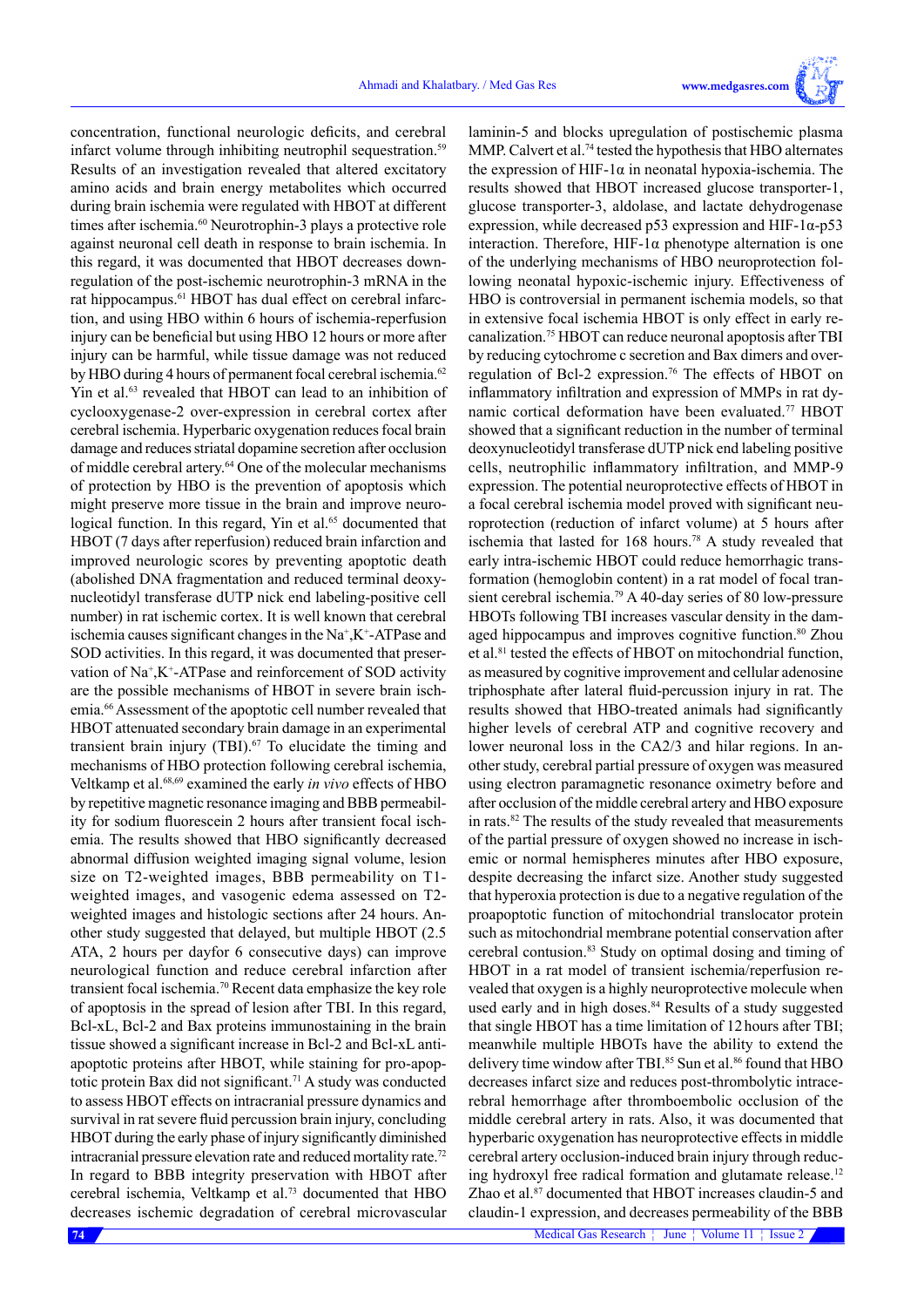concentration, functional neurologic deficits, and cerebral infarct volume through inhibiting neutrophil sequestration.[59] Results of an investigation revealed that altered excitatory amino acids and brain energy metabolites which occurred during brain ischemia were regulated with HBOT at different times after ischemia.[60] Neurotrophin-3 plays a protective role against neuronal cell death in response to brain ischemia. In this regard, it was documented that HBOT decreases downregulation of the post-ischemic neurotrophin-3 mRNA in the rat hippocampus.[61] HBOT has dual effect on cerebral infarction, and using HBO within 6 hours of ischemia-reperfusion injury can be beneficial but using HBO 12 hours or more after injury can be harmful, while tissue damage was not reduced by HBO during 4 hours of permanent focal cerebral ischemia.[62] Yin et al.[63] revealed that HBOT can lead to an inhibition of cyclooxygenase-2 over-expression in cerebral cortex after cerebral ischemia. Hyperbaric oxygenation reduces focal brain damage and reduces striatal dopamine secretion after occlusion of middle cerebral artery.[64] One of the molecular mechanisms of protection by HBO is the prevention of apoptosis which might preserve more tissue in the brain and improve neurological function. In this regard, Yin et al.[65] documented that HBOT (7 days after reperfusion) reduced brain infarction and improved neurologic scores by preventing apoptotic death (abolished DNA fragmentation and reduced terminal deoxynucleotidyl transferase dUTP nick end labeling-positive cell number) in rat ischemic cortex. It is well known that cerebral ischemia causes significant changes in the $Na^+,K^+$-ATPase and SOD activities. In this regard, it was documented that preservation of $Na^+,K^+$-ATPase and reinforcement of SOD activity are the possible mechanisms of HBOT in severe brain ischemia.[66] Assessment of the apoptotic cell number revealed that HBOT attenuated secondary brain damage in an experimental transient brain injury (TBI).[67] To elucidate the timing and mechanisms of HBO protection following cerebral ischemia, Veltkamp et al.[68,69] examined the early *in vivo* effects of HBO by repetitive magnetic resonance imaging and BBB permeability for sodium fluorescein 2 hours after transient focal ischemia. The results showed that HBO significantly decreased abnormal diffusion weighted imaging signal volume, lesion size on T2-weighted images, BBB permeability on T1-weighted images, and vasogenic edema assessed on T2-weighted images and histologic sections after 24 hours. Another study suggested that delayed, but multiple HBOT (2.5 ATA, 2 hours per dayfor 6 consecutive days) can improve neurological function and reduce cerebral infarction after transient focal ischemia.[70] Recent data emphasize the key role of apoptosis in the spread of lesion after TBI. In this regard, Bcl-xL, Bcl-2 and Bax proteins immunostaining in the brain tissue showed a significant increase in Bcl-2 and Bcl-xL anti-apoptotic proteins after HBOT, while staining for pro-apoptotic protein Bax did not significant.[71] A study was conducted to assess HBOT effects on intracranial pressure dynamics and survival in rat severe fluid percussion brain injury, concluding HBOT during the early phase of injury significantly diminished intracranial pressure elevation rate and reduced mortality rate.[72] In regard to BBB integrity preservation with HBOT after cerebral ischemia, Veltkamp et al.[73] documented that HBO decreases ischemic degradation of cerebral microvascular laminin-5 and blocks upregulation of postischemic plasma MMP. Calvert et al.[74] tested the hypothesis that HBO alternates the expression of HIF-1α in neonatal hypoxia-ischemia. The results showed that HBOT increased glucose transporter-1, glucose transporter-3, aldolase, and lactate dehydrogenase expression, while decreased p53 expression and HIF-1α-p53 interaction. Therefore, HIF-1α phenotype alternation is one of the underlying mechanisms of HBO neuroprotection following neonatal hypoxic-ischemic injury. Effectiveness of HBO is controversial in permanent ischemia models, so that in extensive focal ischemia HBOT is only effect in early recanalization.[75] HBOT can reduce neuronal apoptosis after TBI by reducing cytochrome c secretion and Bax dimers and overregulation of Bcl-2 expression.[76] The effects of HBOT on inflammatory infiltration and expression of MMPs in rat dynamic cortical deformation have been evaluated.[77] HBOT showed that a significant reduction in the number of terminal deoxynucleotidyl transferase dUTP nick end labeling positive cells, neutrophilic inflammatory infiltration, and MMP-9 expression. The potential neuroprotective effects of HBOT in a focal cerebral ischemia model proved with significant neuroprotection (reduction of infarct volume) at 5 hours after ischemia that lasted for 168 hours.[78] A study revealed that early intra-ischemic HBOT could reduce hemorrhagic transformation (hemoglobin content) in a rat model of focal transient cerebral ischemia.[79] A 40-day series of 80 low-pressure HBOTs following TBI increases vascular density in the damaged hippocampus and improves cognitive function.[80] Zhou et al.[81] tested the effects of HBOT on mitochondrial function, as measured by cognitive improvement and cellular adenosine triphosphate after lateral fluid-percussion injury in rat. The results showed that HBO-treated animals had significantly higher levels of cerebral ATP and cognitive recovery and lower neuronal loss in the CA2/3 and hilar regions. In another study, cerebral partial pressure of oxygen was measured using electron paramagnetic resonance oximetry before and after occlusion of the middle cerebral artery and HBO exposure in rats.[82] The results of the study revealed that measurements of the partial pressure of oxygen showed no increase in ischemic or normal hemispheres minutes after HBO exposure, despite decreasing the infarct size. Another study suggested that hyperoxia protection is due to a negative regulation of the proapoptotic function of mitochondrial translocator protein such as mitochondrial membrane potential conservation after cerebral contusion.[83] Study on optimal dosing and timing of HBOT in a rat model of transient ischemia/reperfusion revealed that oxygen is a highly neuroprotective molecule when used early and in high doses.[84] Results of a study suggested that single HBOT has a time limitation of 12 hours after TBI; meanwhile multiple HBOTs have the ability to extend the delivery time window after TBI.[85] Sun et al.[86] found that HBO decreases infarct size and reduces post-thrombolytic intracerebral hemorrhage after thromboembolic occlusion of the middle cerebral artery in rats. Also, it was documented that hyperbaric oxygenation has neuroprotective effects in middle cerebral artery occlusion-induced brain injury through reducing hydroxyl free radical formation and glutamate release.[12] Zhao et al.[87] documented that HBOT increases claudin-5 and claudin-1 expression, and decreases permeability of the BBB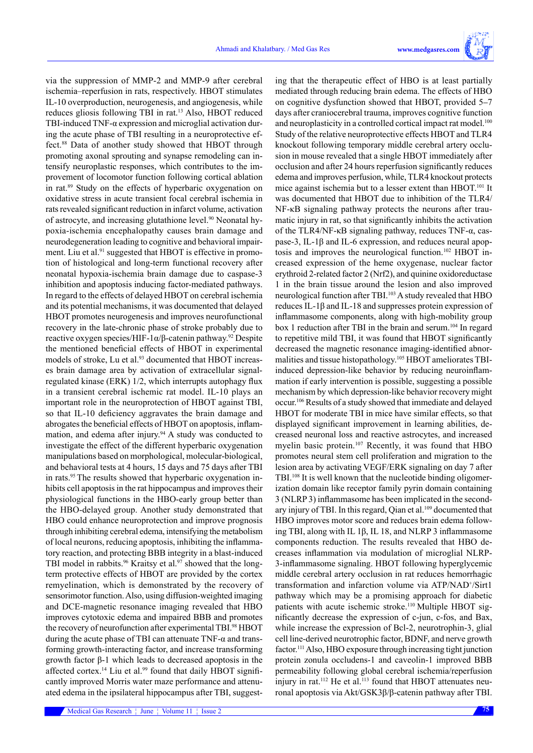via the suppression of MMP-2 and MMP-9 after cerebral ischemia–reperfusion in rats, respectively. HBOT stimulates IL-10 overproduction, neurogenesis, and angiogenesis, while reduces gliosis following TBI in rat.[13] Also, HBOT reduced TBI-induced TNF-α expression and microglial activation during the acute phase of TBI resulting in a neuroprotective effect.[88] Data of another study showed that HBOT through promoting axonal sprouting and synapse remodeling can intensify neuroplastic responses, which contributes to the improvement of locomotor function following cortical ablation in rat.[89] Study on the effects of hyperbaric oxygenation on oxidative stress in acute transient focal cerebral ischemia in rats revealed significant reduction in infarct volume, activation of astrocyte, and increasing glutathione level.[90] Neonatal hypoxia-ischemia encephalopathy causes brain damage and neurodegeneration leading to cognitive and behavioral impairment. Liu et al.[91] suggested that HBOT is effective in promotion of histological and long-term functional recovery after neonatal hypoxia-ischemia brain damage due to caspase-3 inhibition and apoptosis inducing factor-mediated pathways. In regard to the effects of delayed HBOT on cerebral ischemia and its potential mechanisms, it was documented that delayed HBOT promotes neurogenesis and improves neurofunctional recovery in the late-chronic phase of stroke probably due to reactive oxygen species/HIF-1α/β-catenin pathway.[92] Despite the mentioned beneficial effects of HBOT in experimental models of stroke, Lu et al.[93] documented that HBOT increases brain damage area by activation of extracellular signal-regulated kinase (ERK) 1/2, which interrupts autophagy flux in a transient cerebral ischemic rat model. IL-10 plays an important role in the neuroprotection of HBOT against TBI, so that IL-10 deficiency aggravates the brain damage and abrogates the beneficial effects of HBOT on apoptosis, inflammation, and edema after injury.[94] A study was conducted to investigate the effect of the different hyperbaric oxygenation manipulations based on morphological, molecular-biological, and behavioral tests at 4 hours, 15 days and 75 days after TBI in rats.[95] The results showed that hyperbaric oxygenation inhibits cell apoptosis in the rat hippocampus and improves their physiological functions in the HBO-early group better than the HBO-delayed group. Another study demonstrated that HBO could enhance neuroprotection and improve prognosis through inhibiting cerebral edema, intensifying the metabolism of local neurons, reducing apoptosis, inhibiting the inflammatory reaction, and protecting BBB integrity in a blast-induced TBI model in rabbits.[96] Kraitsy et al.[97] showed that the long-term protective effects of HBOT are provided by the cortex remyelination, which is demonstrated by the recovery of sensorimotor function. Also, using diffusion-weighted imaging and DCE-magnetic resonance imaging revealed that HBOT improves cytotoxic edema and impaired BBB and promotes the recovery of neurofunction after experimental TBI.[98] HBOT during the acute phase of TBI can attenuate TNF-α and transforming growth-interacting factor, and increase transforming growth factor β-1 which leads to decreased apoptosis in the affected cortex.[14] Liu et al.[99] found that daily HBOT significantly improved Morris water maze performance and attenuated edema in the ipsilateral hippocampus after TBI, suggesting that the therapeutic effect of HBO is at least partially mediated through reducing brain edema. The effects of HBO on cognitive dysfunction showed that HBOT, provided 5–7 days after craniocerebral trauma, improves cognitive function and neuroplasticity in a controlled cortical impact rat model.[100] Study of the relative neuroprotective effects HBOT and TLR4 knockout following temporary middle cerebral artery occlusion in mouse revealed that a single HBOT immediately after occlusion and after 24 hours reperfusion significantly reduces edema and improves perfusion, while, TLR4 knockout protects mice against ischemia but to a lesser extent than HBOT.[101] It was documented that HBOT due to inhibition of the TLR4/NF-κB signaling pathway protects the neurons after traumatic injury in rat, so that significantly inhibits the activation of the TLR4/NF-κB signaling pathway, reduces TNF-α, caspase-3, IL-1β and IL-6 expression, and reduces neural apoptosis and improves the neurological function.[102] HBOT increased expression of the heme oxygenase, nuclear factor erythroid 2-related factor 2 (Nrf2), and quinine oxidoreductase 1 in the brain tissue around the lesion and also improved neurological function after TBI.[103] A study revealed that HBO reduces IL-1β and IL-18 and suppresses protein expression of inflammasome components, along with high-mobility group box 1 reduction after TBI in the brain and serum.[104] In regard to repetitive mild TBI, it was found that HBOT significantly decreased the magnetic resonance imaging-identified abnormalities and tissue histopathology.[105] HBOT ameliorates TBI-induced depression-like behavior by reducing neuroinflammation if early intervention is possible, suggesting a possible mechanism by which depression-like behavior recovery might occur.[106] Results of a study showed that immediate and delayed HBOT for moderate TBI in mice have similar effects, so that displayed significant improvement in learning abilities, decreased neuronal loss and reactive astrocytes, and increased myelin basic protein.[107] Recently, it was found that HBO promotes neural stem cell proliferation and migration to the lesion area by activating VEGF/ERK signaling on day 7 after TBI.[108] It is well known that the nucleotide binding oligomerization domain like receptor family pyrin domain containing 3 (NLRP 3) inflammasome has been implicated in the secondary injury of TBI. In this regard, Qian et al.[109] documented that HBO improves motor score and reduces brain edema following TBI, along with IL 1β, IL 18, and NLRP 3 inflammasome components reduction. The results revealed that HBO decreases inflammation via modulation of microglial NLRP-3-inflammasome signaling. HBOT following hyperglycemic middle cerebral artery occlusion in rat reduces hemorrhagic transformation and infarction volume via ATP/NAD$^+$/Sirt1 pathway which may be a promising approach for diabetic patients with acute ischemic stroke.[110] Multiple HBOT significantly decrease the expression of c-jun, c-fos, and Bax, while increase the expression of Bcl-2, neurotrophin-3, glial cell line-derived neurotrophic factor, BDNF, and nerve growth factor.[111] Also, HBO exposure through increasing tight junction protein zonula occludens-1 and caveolin-1 improved BBB permeability following global cerebral ischemia/reperfusion injury in rat.[112] He et al.[113] found that HBOT attenuates neuronal apoptosis via Akt/GSK3β/β-catenin pathway after TBI.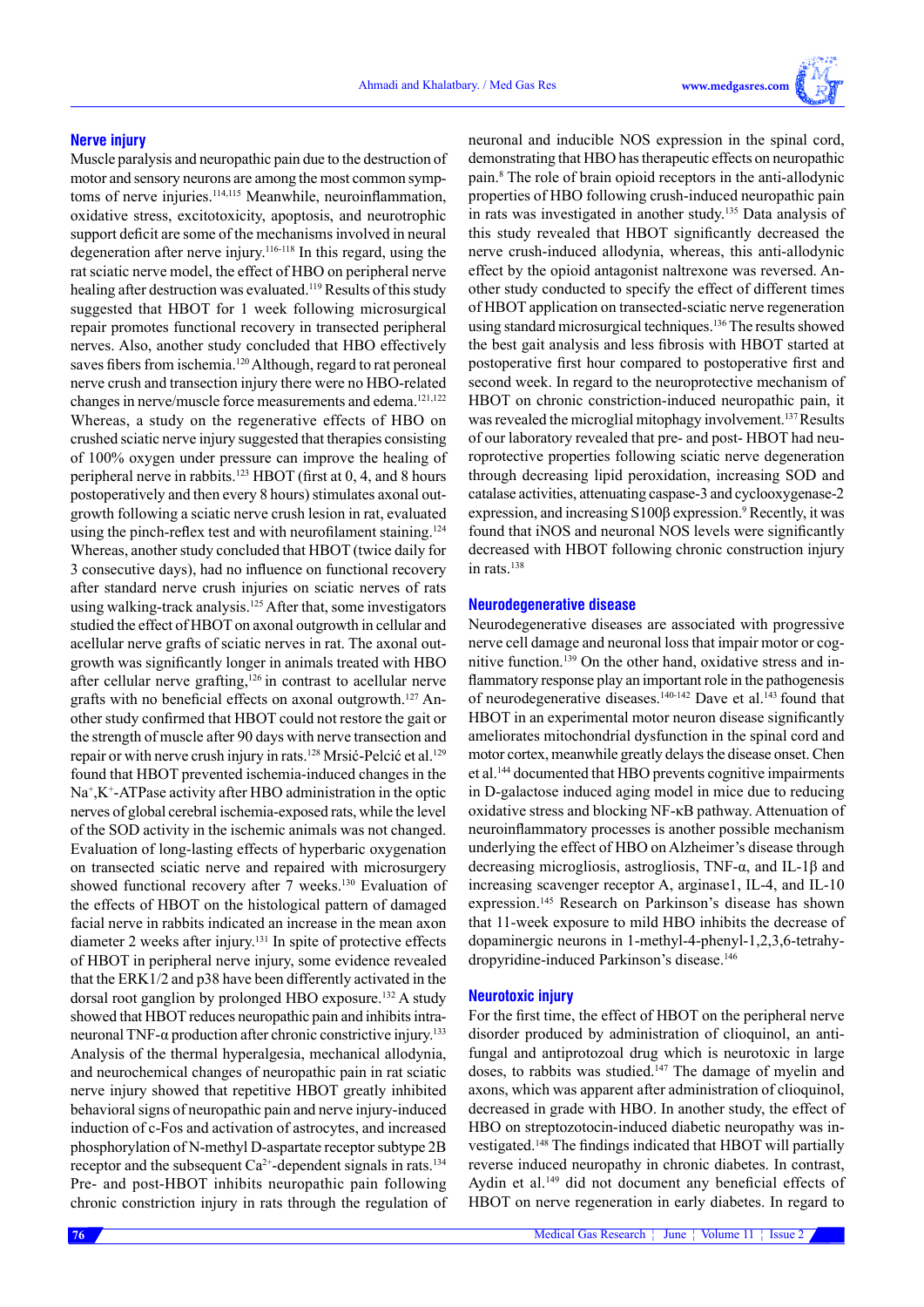## Nerve injury

Muscle paralysis and neuropathic pain due to the destruction of motor and sensory neurons are among the most common symptoms of nerve injuries.[114,115] Meanwhile, neuroinflammation, oxidative stress, excitotoxicity, apoptosis, and neurotrophic support deficit are some of the mechanisms involved in neural degeneration after nerve injury.[116-118] In this regard, using the rat sciatic nerve model, the effect of HBO on peripheral nerve healing after destruction was evaluated.[119] Results of this study suggested that HBOT for 1 week following microsurgical repair promotes functional recovery in transected peripheral nerves. Also, another study concluded that HBO effectively saves fibers from ischemia.[120] Although, regard to rat peroneal nerve crush and transection injury there were no HBO-related changes in nerve/muscle force measurements and edema.[121,122] Whereas, a study on the regenerative effects of HBO on crushed sciatic nerve injury suggested that therapies consisting of 100% oxygen under pressure can improve the healing of peripheral nerve in rabbits.[123] HBOT (first at 0, 4, and 8 hours postoperatively and then every 8 hours) stimulates axonal outgrowth following a sciatic nerve crush lesion in rat, evaluated using the pinch-reflex test and with neurofilament staining.[124] Whereas, another study concluded that HBOT (twice daily for 3 consecutive days), had no influence on functional recovery after standard nerve crush injuries on sciatic nerves of rats using walking-track analysis.[125] After that, some investigators studied the effect of HBOT on axonal outgrowth in cellular and acellular nerve grafts of sciatic nerves in rat. The axonal outgrowth was significantly longer in animals treated with HBO after cellular nerve grafting,[126] in contrast to acellular nerve grafts with no beneficial effects on axonal outgrowth.[127] Another study confirmed that HBOT could not restore the gait or the strength of muscle after 90 days with nerve transection and repair or with nerve crush injury in rats.[128] Mrsić-Pelcić et al.[129] found that HBOT prevented ischemia-induced changes in the $Na^+,K^+$-ATPase activity after HBO administration in the optic nerves of global cerebral ischemia-exposed rats, while the level of the SOD activity in the ischemic animals was not changed. Evaluation of long-lasting effects of hyperbaric oxygenation on transected sciatic nerve and repaired with microsurgery showed functional recovery after 7 weeks.[130] Evaluation of the effects of HBOT on the histological pattern of damaged facial nerve in rabbits indicated an increase in the mean axon diameter 2 weeks after injury.[131] In spite of protective effects of HBOT in peripheral nerve injury, some evidence revealed that the ERK1/2 and p38 have been differently activated in the dorsal root ganglion by prolonged HBO exposure.[132] A study showed that HBOT reduces neuropathic pain and inhibits intraneuronal TNF-α production after chronic constrictive injury.[133] Analysis of the thermal hyperalgesia, mechanical allodynia, and neurochemical changes of neuropathic pain in rat sciatic nerve injury showed that repetitive HBOT greatly inhibited behavioral signs of neuropathic pain and nerve injury-induced induction of c-Fos and activation of astrocytes, and increased phosphorylation of N-methyl D-aspartate receptor subtype 2B receptor and the subsequent $Ca^{2+}$-dependent signals in rats.[134] Pre- and post-HBOT inhibits neuropathic pain following chronic constriction injury in rats through the regulation of neuronal and inducible NOS expression in the spinal cord, demonstrating that HBO has therapeutic effects on neuropathic pain.[8] The role of brain opioid receptors in the anti-allodynic properties of HBO following crush-induced neuropathic pain in rats was investigated in another study.[135] Data analysis of this study revealed that HBOT significantly decreased the nerve crush-induced allodynia, whereas, this anti-allodynic effect by the opioid antagonist naltrexone was reversed. Another study conducted to specify the effect of different times of HBOT application on transected-sciatic nerve regeneration using standard microsurgical techniques.[136] The results showed the best gait analysis and less fibrosis with HBOT started at postoperative first hour compared to postoperative first and second week. In regard to the neuroprotective mechanism of HBOT on chronic constriction-induced neuropathic pain, it was revealed the microglial mitophagy involvement.[137] Results of our laboratory revealed that pre- and post- HBOT had neuroprotective properties following sciatic nerve degeneration through decreasing lipid peroxidation, increasing SOD and catalase activities, attenuating caspase-3 and cyclooxygenase-2 expression, and increasing S100β expression.[9] Recently, it was found that iNOS and neuronal NOS levels were significantly decreased with HBOT following chronic construction injury in rats.[138]

## Neurodegenerative disease

Neurodegenerative diseases are associated with progressive nerve cell damage and neuronal loss that impair motor or cognitive function.[139] On the other hand, oxidative stress and inflammatory response play an important role in the pathogenesis of neurodegenerative diseases.[140-142] Dave et al.[143] found that HBOT in an experimental motor neuron disease significantly ameliorates mitochondrial dysfunction in the spinal cord and motor cortex, meanwhile greatly delays the disease onset. Chen et al.[144] documented that HBO prevents cognitive impairments in D-galactose induced aging model in mice due to reducing oxidative stress and blocking NF-κB pathway. Attenuation of neuroinflammatory processes is another possible mechanism underlying the effect of HBO on Alzheimer's disease through decreasing microgliosis, astrogliosis, TNF-α, and IL-1β and increasing scavenger receptor A, arginase1, IL-4, and IL-10 expression.[145] Research on Parkinson's disease has shown that 11-week exposure to mild HBO inhibits the decrease of dopaminergic neurons in 1-methyl-4-phenyl-1,2,3,6-tetrahydropyridine-induced Parkinson's disease.[146]

## Neurotoxic injury

For the first time, the effect of HBOT on the peripheral nerve disorder produced by administration of clioquinol, an antifungal and antiprotozoal drug which is neurotoxic in large doses, to rabbits was studied.[147] The damage of myelin and axons, which was apparent after administration of clioquinol, decreased in grade with HBO. In another study, the effect of HBO on streptozotocin-induced diabetic neuropathy was investigated.[148] The findings indicated that HBOT will partially reverse induced neuropathy in chronic diabetes. In contrast, Aydin et al.[149] did not document any beneficial effects of HBOT on nerve regeneration in early diabetes. In regard to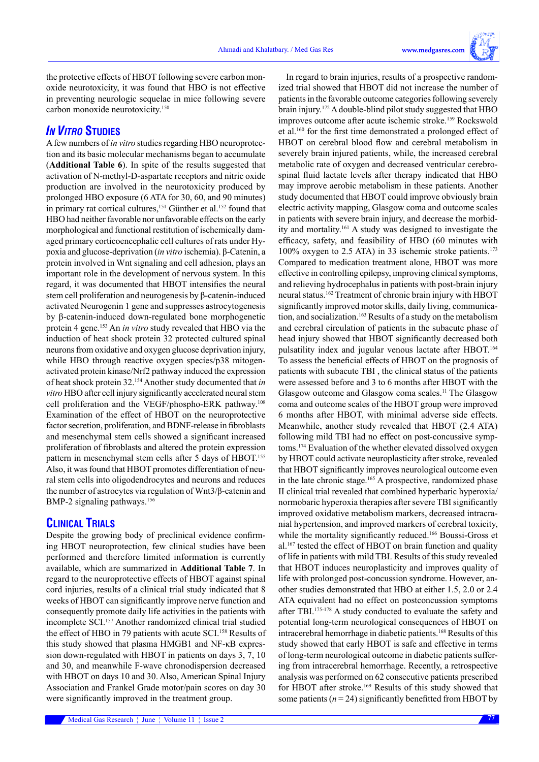the protective effects of HBOT following severe carbon monoxide neurotoxicity, it was found that HBO is not effective in preventing neurologic sequelae in mice following severe carbon monoxide neurotoxicity.[150]

## *In Vitro* Studies

A few numbers of *in vitro* studies regarding HBO neuroprotection and its basic molecular mechanisms began to accumulate (**Additional Table 6**). In spite of the results suggested that activation of N-methyl-D-aspartate receptors and nitric oxide production are involved in the neurotoxicity produced by prolonged HBO exposure (6 ATA for 30, 60, and 90 minutes) in primary rat cortical cultures,[151] Günther et al.[152] found that HBO had neither favorable nor unfavorable effects on the early morphological and functional restitution of ischemically damaged primary corticoencephalic cell cultures of rats under Hypoxia and glucose-deprivation (*in vitro* ischemia). β-Catenin, a protein involved in Wnt signaling and cell adhesion, plays an important role in the development of nervous system. In this regard, it was documented that HBOT intensifies the neural stem cell proliferation and neurogenesis by β-catenin-induced activated Neurogenin 1 gene and suppresses astrocytogenesis by β-catenin-induced down-regulated bone morphogenetic protein 4 gene.[153] An *in vitro* study revealed that HBO via the induction of heat shock protein 32 protected cultured spinal neurons from oxidative and oxygen glucose deprivation injury, while HBO through reactive oxygen species/p38 mitogen-activated protein kinase/Nrf2 pathway induced the expression of heat shock protein 32.[154] Another study documented that *in vitro* HBO after cell injury significantly accelerated neural stem cell proliferation and the VEGF/phospho-ERK pathway.[108] Examination of the effect of HBOT on the neuroprotective factor secretion, proliferation, and BDNF-release in fibroblasts and mesenchymal stem cells showed a significant increased proliferation of fibroblasts and altered the protein expression pattern in mesenchymal stem cells after 5 days of HBOT.[155] Also, it was found that HBOT promotes differentiation of neural stem cells into oligodendrocytes and neurons and reduces the number of astrocytes via regulation of Wnt3/β-catenin and BMP-2 signaling pathways.[156]

## Clinical Trials

Despite the growing body of preclinical evidence confirming HBOT neuroprotection, few clinical studies have been performed and therefore limited information is currently available, which are summarized in **Additional Table 7**. In regard to the neuroprotective effects of HBOT against spinal cord injuries, results of a clinical trial study indicated that 8 weeks of HBOT can significantly improve nerve function and consequently promote daily life activities in the patients with incomplete SCI.[157] Another randomized clinical trial studied the effect of HBO in 79 patients with acute SCI.[158] Results of this study showed that plasma HMGB1 and NF-κB expression down-regulated with HBOT in patients on days 3, 7, 10 and 30, and meanwhile F-wave chronodispersion decreased with HBOT on days 10 and 30. Also, American Spinal Injury Association and Frankel Grade motor/pain scores on day 30 were significantly improved in the treatment group.

In regard to brain injuries, results of a prospective randomized trial showed that HBOT did not increase the number of patients in the favorable outcome categories following severely brain injury.[172] A double-blind pilot study suggested that HBO improves outcome after acute ischemic stroke.[159] Rockswold et al.[160] for the first time demonstrated a prolonged effect of HBOT on cerebral blood flow and cerebral metabolism in severely brain injured patients, while, the increased cerebral metabolic rate of oxygen and decreased ventricular cerebrospinal fluid lactate levels after therapy indicated that HBO may improve aerobic metabolism in these patients. Another study documented that HBOT could improve obviously brain electric activity mapping, Glasgow coma and outcome scales in patients with severe brain injury, and decrease the morbidity and mortality.[161] A study was designed to investigate the efficacy, safety, and feasibility of HBO (60 minutes with 100% oxygen to 2.5 ATA) in 33 ischemic stroke patients.[173] Compared to medication treatment alone, HBOT was more effective in controlling epilepsy, improving clinical symptoms, and relieving hydrocephalus in patients with post-brain injury neural status.[162] Treatment of chronic brain injury with HBOT significantly improved motor skills, daily living, communication, and socialization.[163] Results of a study on the metabolism and cerebral circulation of patients in the subacute phase of head injury showed that HBOT significantly decreased both pulsatility index and jugular venous lactate after HBOT.[164] To assess the beneficial effects of HBOT on the prognosis of patients with subacute TBI , the clinical status of the patients were assessed before and 3 to 6 months after HBOT with the Glasgow outcome and Glasgow coma scales.[11] The Glasgow coma and outcome scales of the HBOT group were improved 6 months after HBOT, with minimal adverse side effects. Meanwhile, another study revealed that HBOT (2.4 ATA) following mild TBI had no effect on post-concussive symptoms.[174] Evaluation of the whether elevated dissolved oxygen by HBOT could activate neuroplasticity after stroke, revealed that HBOT significantly improves neurological outcome even in the late chronic stage.[165] A prospective, randomized phase II clinical trial revealed that combined hyperbaric hyperoxia/normobaric hyperoxia therapies after severe TBI significantly improved oxidative metabolism markers, decreased intracranial hypertension, and improved markers of cerebral toxicity, while the mortality significantly reduced.[166] Boussi-Gross et al.[167] tested the effect of HBOT on brain function and quality of life in patients with mild TBI. Results of this study revealed that HBOT induces neuroplasticity and improves quality of life with prolonged post-concussion syndrome. However, another studies demonstrated that HBO at either 1.5, 2.0 or 2.4 ATA equivalent had no effect on postconcussion symptoms after TBI.[175-178] A study conducted to evaluate the safety and potential long-term neurological consequences of HBOT on intracerebral hemorrhage in diabetic patients.[168] Results of this study showed that early HBOT is safe and effective in terms of long-term neurological outcome in diabetic patients suffering from intracerebral hemorrhage. Recently, a retrospective analysis was performed on 62 consecutive patients prescribed for HBOT after stroke.[169] Results of this study showed that some patients ($n = 24$) significantly benefitted from HBOT by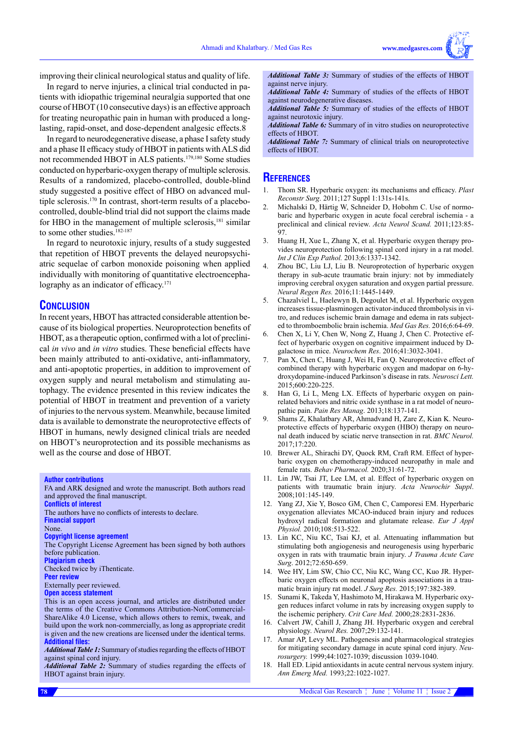improving their clinical neurological status and quality of life.

In regard to nerve injuries, a clinical trial conducted in patients with idiopathic trigeminal neuralgia supported that one course of HBOT (10 consecutive days) is an effective approach for treating neuropathic pain in human with produced a long-lasting, rapid-onset, and dose-dependent analgesic effects.8

In regard to neurodegenerative disease, a phase I safety study and a phase II efficacy study of HBOT in patients with ALS did not recommended HBOT in ALS patients.[179,180] Some studies conducted on hyperbaric-oxygen therapy of multiple sclerosis. Results of a randomized, placebo-controlled, double-blind study suggested a positive effect of HBO on advanced multiple sclerosis.[170] In contrast, short-term results of a placebo-controlled, double-blind trial did not support the claims made for HBO in the management of multiple sclerosis,[181] similar to some other studies.[182-187]

In regard to neurotoxic injury, results of a study suggested that repetition of HBOT prevents the delayed neuropsychiatric sequelae of carbon monoxide poisoning when applied individually with monitoring of quantitative electroencephalography as an indicator of efficacy.[171]

## Conclusion

In recent years, HBOT has attracted considerable attention because of its biological properties. Neuroprotection benefits of HBOT, as a therapeutic option, confirmed with a lot of preclinical *in vivo* and *in vitro* studies. These beneficial effects have been mainly attributed to anti-oxidative, anti-inflammatory, and anti-apoptotic properties, in addition to improvement of oxygen supply and neural metabolism and stimulating autophagy. The evidence presented in this review indicates the potential of HBOT in treatment and prevention of a variety of injuries to the nervous system. Meanwhile, because limited data is available to demonstrate the neuroprotective effects of HBOT in humans, newly designed clinical trials are needed on HBOT's neuroprotection and its possible mechanisms as well as the course and dose of HBOT.

**Author contributions**

FA and ARK designed and wrote the manuscript. Both authors read and approved the final manuscript.

**Conflicts of interest**

The authors have no conflicts of interests to declare.

**Financial support**

None.

**Copyright license agreement**

The Copyright License Agreement has been signed by both authors before publication.

**Plagiarism check**

Checked twice by iThenticate.

**Peer review**

Externally peer reviewed.

**Open access statement**

This is an open access journal, and articles are distributed under the terms of the Creative Commons Attribution-NonCommercial-ShareAlike 4.0 License, which allows others to remix, tweak, and build upon the work non-commercially, as long as appropriate credit is given and the new creations are licensed under the identical terms.

**Additional files:**

***Additional Table 1:*** Summary of studies regarding the effects of HBOT against spinal cord injury.

***Additional Table 2:*** Summary of studies regarding the effects of HBOT against brain injury.

***Additional Table 3:*** Summary of studies of the effects of HBOT against nerve injury.

***Additional Table 4:*** Summary of studies of the effects of HBOT against neurodegenerative diseases.

***Additional Table 5:*** Summary of studies of the effects of HBOT against neurotoxic injury.

***Additional Table 6:*** Summary of in vitro studies on neuroprotective effects of HBOT.

***Additional Table 7:*** Summary of clinical trials on neuroprotective effects of HBOT.

## References

1. Thom SR. Hyperbaric oxygen: its mechanisms and efficacy. *Plast Reconstr Surg*. 2011;127 Suppl 1:131s-141s.
2. Michalski D, Härtig W, Schneider D, Hobohm C. Use of normobaric and hyperbaric oxygen in acute focal cerebral ischemia - a preclinical and clinical review. *Acta Neurol Scand.* 2011;123:85-97.
3. Huang H, Xue L, Zhang X, et al. Hyperbaric oxygen therapy provides neuroprotection following spinal cord injury in a rat model. *Int J Clin Exp Pathol.* 2013;6:1337-1342.
4. Zhou BC, Liu LJ, Liu B. Neuroprotection of hyperbaric oxygen therapy in sub-acute traumatic brain injury: not by immediately improving cerebral oxygen saturation and oxygen partial pressure. *Neural Regen Res.* 2016;11:1445-1449.
5. Chazalviel L, Haelewyn B, Degoulet M, et al. Hyperbaric oxygen increases tissue-plasminogen activator-induced thrombolysis in vitro, and reduces ischemic brain damage and edema in rats subjected to thromboembolic brain ischemia. *Med Gas Res.* 2016;6:64-69.
6. Chen X, Li Y, Chen W, Nong Z, Huang J, Chen C. Protective effect of hyperbaric oxygen on cognitive impairment induced by D-galactose in mice. *Neurochem Res*. 2016;41:3032-3041.
7. Pan X, Chen C, Huang J, Wei H, Fan Q. Neuroprotective effect of combined therapy with hyperbaric oxygen and madopar on 6-hydroxydopamine-induced Parkinson's disease in rats. *Neurosci Lett.* 2015;600:220-225.
8. Han G, Li L, Meng LX. Effects of hyperbaric oxygen on pain-related behaviors and nitric oxide synthase in a rat model of neuropathic pain. *Pain Res Manag*. 2013;18:137-141.
9. Shams Z, Khalatbary AR, Ahmadvand H, Zare Z, Kian K. Neuroprotective effects of hyperbaric oxygen (HBO) therapy on neuronal death induced by sciatic nerve transection in rat. *BMC Neurol.* 2017;17:220.
10. Brewer AL, Shirachi DY, Quock RM, Craft RM. Effect of hyperbaric oxygen on chemotherapy-induced neuropathy in male and female rats. *Behav Pharmacol.* 2020;31:61-72.
11. Lin JW, Tsai JT, Lee LM, et al. Effect of hyperbaric oxygen on patients with traumatic brain injury. *Acta Neurochir Suppl*. 2008;101:145-149.
12. Yang ZJ, Xie Y, Bosco GM, Chen C, Camporesi EM. Hyperbaric oxygenation alleviates MCAO-induced brain injury and reduces hydroxyl radical formation and glutamate release. *Eur J Appl Physiol.* 2010;108:513-522.
13. Lin KC, Niu KC, Tsai KJ, et al. Attenuating inflammation but stimulating both angiogenesis and neurogenesis using hyperbaric oxygen in rats with traumatic brain injury. *J Trauma Acute Care Surg*. 2012;72:650-659.
14. Wee HY, Lim SW, Chio CC, Niu KC, Wang CC, Kuo JR. Hyperbaric oxygen effects on neuronal apoptosis associations in a traumatic brain injury rat model. *J Surg Res.* 2015;197:382-389.
15. Sunami K, Takeda Y, Hashimoto M, Hirakawa M. Hyperbaric oxygen reduces infarct volume in rats by increasing oxygen supply to the ischemic periphery. *Crit Care Med.* 2000;28:2831-2836.
16. Calvert JW, Cahill J, Zhang JH. Hyperbaric oxygen and cerebral physiology. *Neurol Res.* 2007;29:132-141.
17. Amar AP, Levy ML. Pathogenesis and pharmacological strategies for mitigating secondary damage in acute spinal cord injury. *Neurosurgery.* 1999;44:1027-1039; discussion 1039-1040.
18. Hall ED. Lipid antioxidants in acute central nervous system injury. *Ann Emerg Med.* 1993;22:1022-1027.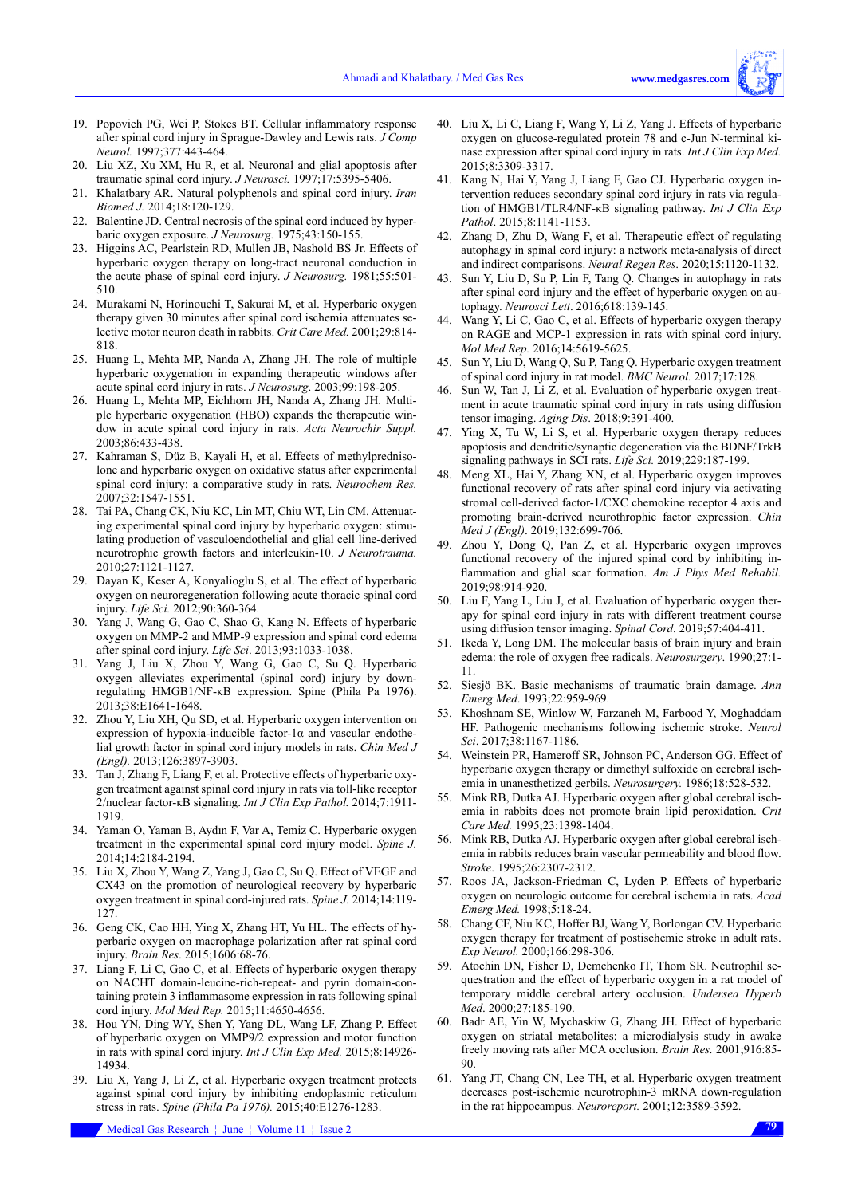19. Popovich PG, Wei P, Stokes BT. Cellular inflammatory response after spinal cord injury in Sprague-Dawley and Lewis rats. *J Comp Neurol.* 1997;377:443-464.
20. Liu XZ, Xu XM, Hu R, et al. Neuronal and glial apoptosis after traumatic spinal cord injury. *J Neurosci.* 1997;17:5395-5406.
21. Khalatbary AR. Natural polyphenols and spinal cord injury. *Iran Biomed J.* 2014;18:120-129.
22. Balentine JD. Central necrosis of the spinal cord induced by hyperbaric oxygen exposure. *J Neurosurg.* 1975;43:150-155.
23. Higgins AC, Pearlstein RD, Mullen JB, Nashold BS Jr. Effects of hyperbaric oxygen therapy on long-tract neuronal conduction in the acute phase of spinal cord injury. *J Neurosurg.* 1981;55:501-510.
24. Murakami N, Horinouchi T, Sakurai M, et al. Hyperbaric oxygen therapy given 30 minutes after spinal cord ischemia attenuates selective motor neuron death in rabbits. *Crit Care Med.* 2001;29:814-818.
25. Huang L, Mehta MP, Nanda A, Zhang JH. The role of multiple hyperbaric oxygenation in expanding therapeutic windows after acute spinal cord injury in rats. *J Neurosurg.* 2003;99:198-205.
26. Huang L, Mehta MP, Eichhorn JH, Nanda A, Zhang JH. Multiple hyperbaric oxygenation (HBO) expands the therapeutic window in acute spinal cord injury in rats. *Acta Neurochir Suppl.* 2003;86:433-438.
27. Kahraman S, Düz B, Kayali H, et al. Effects of methylprednisolone and hyperbaric oxygen on oxidative status after experimental spinal cord injury: a comparative study in rats. *Neurochem Res.* 2007;32:1547-1551.
28. Tai PA, Chang CK, Niu KC, Lin MT, Chiu WT, Lin CM. Attenuating experimental spinal cord injury by hyperbaric oxygen: stimulating production of vasculoendothelial and glial cell line-derived neurotrophic growth factors and interleukin-10. *J Neurotrauma.* 2010;27:1121-1127.
29. Dayan K, Keser A, Konyalioglu S, et al. The effect of hyperbaric oxygen on neuroregeneration following acute thoracic spinal cord injury. *Life Sci.* 2012;90:360-364.
30. Yang J, Wang G, Gao C, Shao G, Kang N. Effects of hyperbaric oxygen on MMP-2 and MMP-9 expression and spinal cord edema after spinal cord injury. *Life Sci.* 2013;93:1033-1038.
31. Yang J, Liu X, Zhou Y, Wang G, Gao C, Su Q. Hyperbaric oxygen alleviates experimental (spinal cord) injury by downregulating HMGB1/NF-κB expression. Spine (Phila Pa 1976). 2013;38:E1641-1648.
32. Zhou Y, Liu XH, Qu SD, et al. Hyperbaric oxygen intervention on expression of hypoxia-inducible factor-1α and vascular endothelial growth factor in spinal cord injury models in rats. *Chin Med J (Engl).* 2013;126:3897-3903.
33. Tan J, Zhang F, Liang F, et al. Protective effects of hyperbaric oxygen treatment against spinal cord injury in rats via toll-like receptor 2/nuclear factor-κB signaling. *Int J Clin Exp Pathol.* 2014;7:1911-1919.
34. Yaman O, Yaman B, Aydın F, Var A, Temiz C. Hyperbaric oxygen treatment in the experimental spinal cord injury model. *Spine J.* 2014;14:2184-2194.
35. Liu X, Zhou Y, Wang Z, Yang J, Gao C, Su Q. Effect of VEGF and CX43 on the promotion of neurological recovery by hyperbaric oxygen treatment in spinal cord-injured rats. *Spine J.* 2014;14:119-127.
36. Geng CK, Cao HH, Ying X, Zhang HT, Yu HL. The effects of hyperbaric oxygen on macrophage polarization after rat spinal cord injury. *Brain Res.* 2015;1606:68-76.
37. Liang F, Li C, Gao C, et al. Effects of hyperbaric oxygen therapy on NACHT domain-leucine-rich-repeat- and pyrin domain-containing protein 3 inflammasome expression in rats following spinal cord injury. *Mol Med Rep.* 2015;11:4650-4656.
38. Hou YN, Ding WY, Shen Y, Yang DL, Wang LF, Zhang P. Effect of hyperbaric oxygen on MMP9/2 expression and motor function in rats with spinal cord injury. *Int J Clin Exp Med.* 2015;8:14926-14934.
39. Liu X, Yang J, Li Z, et al. Hyperbaric oxygen treatment protects against spinal cord injury by inhibiting endoplasmic reticulum stress in rats. *Spine (Phila Pa 1976).* 2015;40:E1276-1283.
40. Liu X, Liang F, Wang Y, Li Z, Yang J. Effects of hyperbaric oxygen on glucose-regulated protein 78 and c-Jun N-terminal kinase expression after spinal cord injury in rats. *Int J Clin Exp Med.* 2015;8:3309-3317.
41. Kang N, Hai Y, Yang J, Liang F, Gao CJ. Hyperbaric oxygen intervention reduces secondary spinal cord injury in rats via regulation of HMGB1/TLR4/NF-κB signaling pathway. *Int J Clin Exp Pathol*. 2015;8:1141-1153.
42. Zhang D, Zhu D, Wang F, et al. Therapeutic effect of regulating autophagy in spinal cord injury: a network meta-analysis of direct and indirect comparisons. *Neural Regen Res*. 2020;15:1120-1132.
43. Sun Y, Liu D, Su P, Lin F, Tang Q. Changes in autophagy in rats after spinal cord injury and the effect of hyperbaric oxygen on autophagy. *Neurosci Lett*. 2016;618:139-145.
44. Wang Y, Li C, Gao C, et al. Effects of hyperbaric oxygen therapy on RAGE and MCP-1 expression in rats with spinal cord injury. *Mol Med Rep.* 2016;14:5619-5625.
45. Sun Y, Liu D, Wang Q, Su P, Tang Q. Hyperbaric oxygen treatment of spinal cord injury in rat model. *BMC Neurol.* 2017;17:128.
46. Sun W, Tan J, Li Z, et al. Evaluation of hyperbaric oxygen treatment in acute traumatic spinal cord injury in rats using diffusion tensor imaging. *Aging Dis*. 2018;9:391-400.
47. Ying X, Tu W, Li S, et al. Hyperbaric oxygen therapy reduces apoptosis and dendritic/synaptic degeneration via the BDNF/TrkB signaling pathways in SCI rats. *Life Sci.* 2019;229:187-199.
48. Meng XL, Hai Y, Zhang XN, et al. Hyperbaric oxygen improves functional recovery of rats after spinal cord injury via activating stromal cell-derived factor-1/CXC chemokine receptor 4 axis and promoting brain-derived neurothrophic factor expression. *Chin Med J (Engl)*. 2019;132:699-706.
49. Zhou Y, Dong Q, Pan Z, et al. Hyperbaric oxygen improves functional recovery of the injured spinal cord by inhibiting inflammation and glial scar formation. *Am J Phys Med Rehabil.* 2019;98:914-920.
50. Liu F, Yang L, Liu J, et al. Evaluation of hyperbaric oxygen therapy for spinal cord injury in rats with different treatment course using diffusion tensor imaging. *Spinal Cord*. 2019;57:404-411.
51. Ikeda Y, Long DM. The molecular basis of brain injury and brain edema: the role of oxygen free radicals. *Neurosurgery*. 1990;27:1-11.
52. Siesjö BK. Basic mechanisms of traumatic brain damage. *Ann Emerg Med*. 1993;22:959-969.
53. Khoshnam SE, Winlow W, Farzaneh M, Farbood Y, Moghaddam HF. Pathogenic mechanisms following ischemic stroke. *Neurol Sci*. 2017;38:1167-1186.
54. Weinstein PR, Hameroff SR, Johnson PC, Anderson GG. Effect of hyperbaric oxygen therapy or dimethyl sulfoxide on cerebral ischemia in unanesthetized gerbils. *Neurosurgery*. 1986;18:528-532.
55. Mink RB, Dutka AJ. Hyperbaric oxygen after global cerebral ischemia in rabbits does not promote brain lipid peroxidation. *Crit Care Med.* 1995;23:1398-1404.
56. Mink RB, Dutka AJ. Hyperbaric oxygen after global cerebral ischemia in rabbits reduces brain vascular permeability and blood flow. *Stroke*. 1995;26:2307-2312.
57. Roos JA, Jackson-Friedman C, Lyden P. Effects of hyperbaric oxygen on neurologic outcome for cerebral ischemia in rats. *Acad Emerg Med.* 1998;5:18-24.
58. Chang CF, Niu KC, Hoffer BJ, Wang Y, Borlongan CV. Hyperbaric oxygen therapy for treatment of postischemic stroke in adult rats. *Exp Neurol.* 2000;166:298-306.
59. Atochin DN, Fisher D, Demchenko IT, Thom SR. Neutrophil sequestration and the effect of hyperbaric oxygen in a rat model of temporary middle cerebral artery occlusion. *Undersea Hyperb Med*. 2000;27:185-190.
60. Badr AE, Yin W, Mychaskiw G, Zhang JH. Effect of hyperbaric oxygen on striatal metabolites: a microdialysis study in awake freely moving rats after MCA occlusion. *Brain Res.* 2001;916:85-90.
61. Yang JT, Chang CN, Lee TH, et al. Hyperbaric oxygen treatment decreases post-ischemic neurotrophin-3 mRNA down-regulation in the rat hippocampus. *Neuroreport.* 2001;12:3589-3592.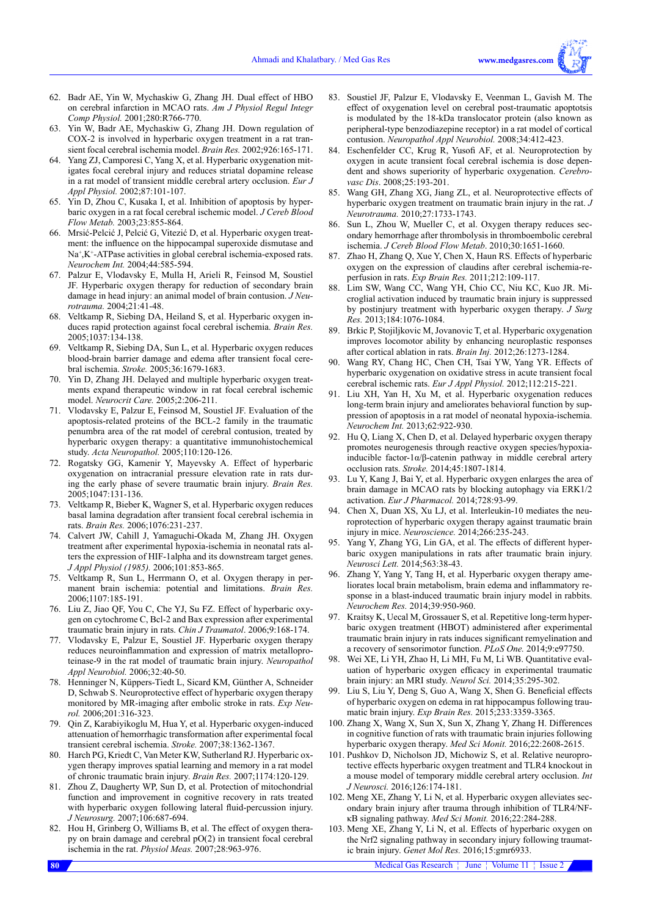62. Badr AE, Yin W, Mychaskiw G, Zhang JH. Dual effect of HBO on cerebral infarction in MCAO rats. *Am J Physiol Regul Integr Comp Physiol.* 2001;280:R766-770.
63. Yin W, Badr AE, Mychaskiw G, Zhang JH. Down regulation of COX-2 is involved in hyperbaric oxygen treatment in a rat transient focal cerebral ischemia model. *Brain Res.* 2002;926:165-171.
64. Yang ZJ, Camporesi C, Yang X, et al. Hyperbaric oxygenation mitigates focal cerebral injury and reduces striatal dopamine release in a rat model of transient middle cerebral artery occlusion. *Eur J Appl Physiol.* 2002;87:101-107.
65. Yin D, Zhou C, Kusaka I, et al. Inhibition of apoptosis by hyperbaric oxygen in a rat focal cerebral ischemic model. *J Cereb Blood Flow Metab.* 2003;23:855-864.
66. Mrsić-Pelcić J, Pelcić G, Vitezić D, et al. Hyperbaric oxygen treatment: the influence on the hippocampal superoxide dismutase and $Na^+,K^+$-ATPase activities in global cerebral ischemia-exposed rats. *Neurochem Int.* 2004;44:585-594.
67. Palzur E, Vlodavsky E, Mulla H, Arieli R, Feinsod M, Soustiel JF. Hyperbaric oxygen therapy for reduction of secondary brain damage in head injury: an animal model of brain contusion. *J Neurotrauma.* 2004;21:41-48.
68. Veltkamp R, Siebing DA, Heiland S, et al. Hyperbaric oxygen induces rapid protection against focal cerebral ischemia. *Brain Res.* 2005;1037:134-138.
69. Veltkamp R, Siebing DA, Sun L, et al. Hyperbaric oxygen reduces blood-brain barrier damage and edema after transient focal cerebral ischemia. *Stroke.* 2005;36:1679-1683.
70. Yin D, Zhang JH. Delayed and multiple hyperbaric oxygen treatments expand therapeutic window in rat focal cerebral ischemic model. *Neurocrit Care.* 2005;2:206-211.
71. Vlodavsky E, Palzur E, Feinsod M, Soustiel JF. Evaluation of the apoptosis-related proteins of the BCL-2 family in the traumatic penumbra area of the rat model of cerebral contusion, treated by hyperbaric oxygen therapy: a quantitative immunohistochemical study. *Acta Neuropathol.* 2005;110:120-126.
72. Rogatsky GG, Kamenir Y, Mayevsky A. Effect of hyperbaric oxygenation on intracranial pressure elevation rate in rats during the early phase of severe traumatic brain injury. *Brain Res.* 2005;1047:131-136.
73. Veltkamp R, Bieber K, Wagner S, et al. Hyperbaric oxygen reduces basal lamina degradation after transient focal cerebral ischemia in rats. *Brain Res.* 2006;1076:231-237.
74. Calvert JW, Cahill J, Yamaguchi-Okada M, Zhang JH. Oxygen treatment after experimental hypoxia-ischemia in neonatal rats alters the expression of HIF-1alpha and its downstream target genes. *J Appl Physiol (1985).* 2006;101:853-865.
75. Veltkamp R, Sun L, Herrmann O, et al. Oxygen therapy in permanent brain ischemia: potential and limitations. *Brain Res.* 2006;1107:185-191.
76. Liu Z, Jiao QF, You C, Che YJ, Su FZ. Effect of hyperbaric oxygen on cytochrome C, Bcl-2 and Bax expression after experimental traumatic brain injury in rats. *Chin J Traumatol*. 2006;9:168-174.
77. Vlodavsky E, Palzur E, Soustiel JF. Hyperbaric oxygen therapy reduces neuroinflammation and expression of matrix metalloproteinase-9 in the rat model of traumatic brain injury. *Neuropathol Appl Neurobiol.* 2006;32:40-50.
78. Henninger N, Küppers-Tiedt L, Sicard KM, Günther A, Schneider D, Schwab S. Neuroprotective effect of hyperbaric oxygen therapy monitored by MR-imaging after embolic stroke in rats. *Exp Neurol.* 2006;201:316-323.
79. Qin Z, Karabiyikoglu M, Hua Y, et al. Hyperbaric oxygen-induced attenuation of hemorrhagic transformation after experimental focal transient cerebral ischemia. *Stroke.* 2007;38:1362-1367.
80. Harch PG, Kriedt C, Van Meter KW, Sutherland RJ. Hyperbaric oxygen therapy improves spatial learning and memory in a rat model of chronic traumatic brain injury. *Brain Res.* 2007;1174:120-129.
81. Zhou Z, Daugherty WP, Sun D, et al. Protection of mitochondrial function and improvement in cognitive recovery in rats treated with hyperbaric oxygen following lateral fluid-percussion injury. *J Neurosurg.* 2007;106:687-694.
82. Hou H, Grinberg O, Williams B, et al. The effect of oxygen therapy on brain damage and cerebral pO(2) in transient focal cerebral ischemia in the rat. *Physiol Meas.* 2007;28:963-976.
83. Soustiel JF, Palzur E, Vlodavsky E, Veenman L, Gavish M. The effect of oxygenation level on cerebral post-traumatic apoptosis is modulated by the 18-kDa translocator protein (also known as peripheral-type benzodiazepine receptor) in a rat model of cortical contusion. *Neuropathol Appl Neurobiol.* 2008;34:412-423.
84. Eschenfelder CC, Krug R, Yusofi AF, et al. Neuroprotection by oxygen in acute transient focal cerebral ischemia is dose dependent and shows superiority of hyperbaric oxygenation. *Cerebrovasc Dis*. 2008;25:193-201.
85. Wang GH, Zhang XG, Jiang ZL, et al. Neuroprotective effects of hyperbaric oxygen treatment on traumatic brain injury in the rat. *J Neurotrauma.* 2010;27:1733-1743.
86. Sun L, Zhou W, Mueller C, et al. Oxygen therapy reduces secondary hemorrhage after thrombolysis in thromboembolic cerebral ischemia. *J Cereb Blood Flow Metab*. 2010;30:1651-1660.
87. Zhao H, Zhang Q, Xue Y, Chen X, Haun RS. Effects of hyperbaric oxygen on the expression of claudins after cerebral ischemia-reperfusion in rats. *Exp Brain Res.* 2011;212:109-117.
88. Lim SW, Wang CC, Wang YH, Chio CC, Niu KC, Kuo JR. Microglial activation induced by traumatic brain injury is suppressed by postinjury treatment with hyperbaric oxygen therapy. *J Surg Res.* 2013;184:1076-1084.
89. Brkic P, Stojiljkovic M, Jovanovic T, et al. Hyperbaric oxygenation improves locomotor ability by enhancing neuroplastic responses after cortical ablation in rats. *Brain Inj.* 2012;26:1273-1284.
90. Wang RY, Chang HC, Chen CH, Tsai YW, Yang YR. Effects of hyperbaric oxygenation on oxidative stress in acute transient focal cerebral ischemic rats. *Eur J Appl Physiol.* 2012;112:215-221.
91. Liu XH, Yan H, Xu M, et al. Hyperbaric oxygenation reduces long-term brain injury and ameliorates behavioral function by suppression of apoptosis in a rat model of neonatal hypoxia-ischemia. *Neurochem Int.* 2013;62:922-930.
92. Hu Q, Liang X, Chen D, et al. Delayed hyperbaric oxygen therapy promotes neurogenesis through reactive oxygen species/hypoxia-inducible factor-1α/β-catenin pathway in middle cerebral artery occlusion rats. *Stroke.* 2014;45:1807-1814.
93. Lu Y, Kang J, Bai Y, et al. Hyperbaric oxygen enlarges the area of brain damage in MCAO rats by blocking autophagy via ERK1/2 activation. *Eur J Pharmacol.* 2014;728:93-99.
94. Chen X, Duan XS, Xu LJ, et al. Interleukin-10 mediates the neuroprotection of hyperbaric oxygen therapy against traumatic brain injury in mice. *Neuroscience.* 2014;266:235-243.
95. Yang Y, Zhang YG, Lin GA, et al. The effects of different hyperbaric oxygen manipulations in rats after traumatic brain injury. *Neurosci Lett.* 2014;563:38-43.
96. Zhang Y, Yang Y, Tang H, et al. Hyperbaric oxygen therapy ameliorates local brain metabolism, brain edema and inflammatory response in a blast-induced traumatic brain injury model in rabbits. *Neurochem Res.* 2014;39:950-960.
97. Kraitsy K, Uecal M, Grossauer S, et al. Repetitive long-term hyperbaric oxygen treatment (HBOT) administered after experimental traumatic brain injury in rats induces significant remyelination and a recovery of sensorimotor function. *PLoS One.* 2014;9:e97750.
98. Wei XE, Li YH, Zhao H, Li MH, Fu M, Li WB. Quantitative evaluation of hyperbaric oxygen efficacy in experimental traumatic brain injury: an MRI study. *Neurol Sci.* 2014;35:295-302.
99. Liu S, Liu Y, Deng S, Guo A, Wang X, Shen G. Beneficial effects of hyperbaric oxygen on edema in rat hippocampus following traumatic brain injury. *Exp Brain Res.* 2015;233:3359-3365.
100. Zhang X, Wang X, Sun X, Sun X, Zhang Y, Zhang H. Differences in cognitive function of rats with traumatic brain injuries following hyperbaric oxygen therapy. *Med Sci Monit.* 2016;22:2608-2615.
101. Pushkov D, Nicholson JD, Michowiz S, et al. Relative neuroprotective effects hyperbaric oxygen treatment and TLR4 knockout in a mouse model of temporary middle cerebral artery occlusion. *Int J Neurosci.* 2016;126:174-181.
102. Meng XE, Zhang Y, Li N, et al. Hyperbaric oxygen alleviates secondary brain injury after trauma through inhibition of TLR4/NF-κB signaling pathway. *Med Sci Monit.* 2016;22:284-288.
103. Meng XE, Zhang Y, Li N, et al. Effects of hyperbaric oxygen on the Nrf2 signaling pathway in secondary injury following traumatic brain injury. *Genet Mol Res.* 2016;15:gmr6933.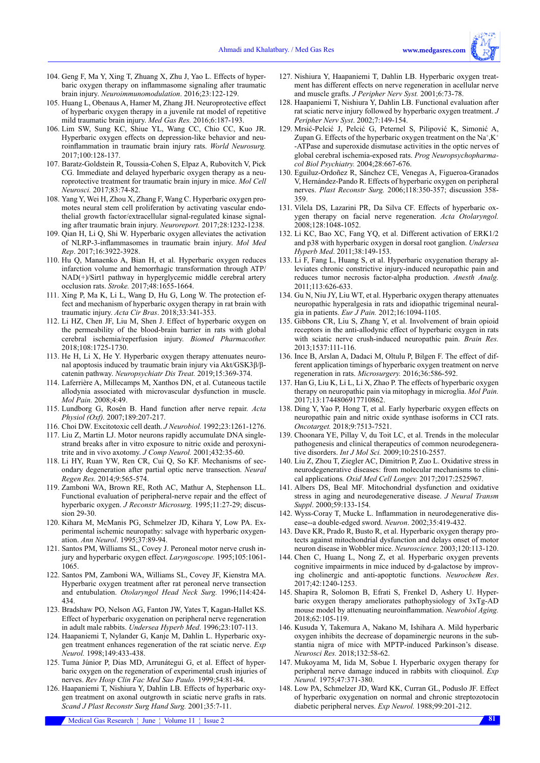104. Geng F, Ma Y, Xing T, Zhuang X, Zhu J, Yao L. Effects of hyperbaric oxygen therapy on inflammasome signaling after traumatic brain injury. *Neuroimmunomodulation*. 2016;23:122-129.
105. Huang L, Obenaus A, Hamer M, Zhang JH. Neuroprotective effect of hyperbaric oxygen therapy in a juvenile rat model of repetitive mild traumatic brain injury. *Med Gas Res.* 2016;6:187-193.
106. Lim SW, Sung KC, Shiue YL, Wang CC, Chio CC, Kuo JR. Hyperbaric oxygen effects on depression-like behavior and neuroinflammation in traumatic brain injury rats. *World Neurosurg.* 2017;100:128-137.
107. Baratz-Goldstein R, Toussia-Cohen S, Elpaz A, Rubovitch V, Pick CG. Immediate and delayed hyperbaric oxygen therapy as a neuroprotective treatment for traumatic brain injury in mice. *Mol Cell Neurosci.* 2017;83:74-82.
108. Yang Y, Wei H, Zhou X, Zhang F, Wang C. Hyperbaric oxygen promotes neural stem cell proliferation by activating vascular endothelial growth factor/extracellular signal-regulated kinase signaling after traumatic brain injury. *Neuroreport.* 2017;28:1232-1238.
109. Qian H, Li Q, Shi W. Hyperbaric oxygen alleviates the activation of NLRP-3-inflammasomes in traumatic brain injury. *Mol Med Rep*. 2017;16:3922-3928.
110. Hu Q, Manaenko A, Bian H, et al. Hyperbaric oxygen reduces infarction volume and hemorrhagic transformation through ATP/NAD(+)/Sirt1 pathway in hyperglycemic middle cerebral artery occlusion rats. *Stroke.* 2017;48:1655-1664.
111. Xing P, Ma K, Li L, Wang D, Hu G, Long W. The protection effect and mechanism of hyperbaric oxygen therapy in rat brain with traumatic injury. *Acta Cir Bras*. 2018;33:341-353.
112. Li HZ, Chen JF, Liu M, Shen J. Effect of hyperbaric oxygen on the permeability of the blood-brain barrier in rats with global cerebral ischemia/reperfusion injury. *Biomed Pharmacother.* 2018;108:1725-1730.
113. He H, Li X, He Y. Hyperbaric oxygen therapy attenuates neuronal apoptosis induced by traumatic brain injury via Akt/GSK3β/β-catenin pathway. *Neuropsychiatr Dis Treat.* 2019;15:369-374.
114. Laferrière A, Millecamps M, Xanthos DN, et al. Cutaneous tactile allodynia associated with microvascular dysfunction in muscle. *Mol Pain.* 2008;4:49.
115. Lundborg G, Rosén B. Hand function after nerve repair. *Acta Physiol (Oxf).* 2007;189:207-217.
116. Choi DW. Excitotoxic cell death. *J Neurobiol.* 1992;23:1261-1276.
117. Liu Z, Martin LJ. Motor neurons rapidly accumulate DNA single-strand breaks after in vitro exposure to nitric oxide and peroxynitrite and in vivo axotomy. *J Comp Neurol.* 2001;432:35-60.
118. Li HY, Ruan YW, Ren CR, Cui Q, So KF. Mechanisms of secondary degeneration after partial optic nerve transection. *Neural Regen Res.* 2014;9:565-574.
119. Zamboni WA, Brown RE, Roth AC, Mathur A, Stephenson LL. Functional evaluation of peripheral-nerve repair and the effect of hyperbaric oxygen. *J Reconstr Microsurg.* 1995;11:27-29; discussion 29-30.
120. Kihara M, McManis PG, Schmelzer JD, Kihara Y, Low PA. Experimental ischemic neuropathy: salvage with hyperbaric oxygenation. *Ann Neurol*. 1995;37:89-94.
121. Santos PM, Williams SL, Covey J. Peroneal motor nerve crush injury and hyperbaric oxygen effect. *Laryngoscope.* 1995;105:1061-1065.
122. Santos PM, Zamboni WA, Williams SL, Covey JF, Kienstra MA. Hyperbaric oxygen treatment after rat peroneal nerve transection and entubulation. *Otolaryngol Head Neck Surg.* 1996;114:424-434.
123. Bradshaw PO, Nelson AG, Fanton JW, Yates T, Kagan-Hallet KS. Effect of hyperbaric oxygenation on peripheral nerve regeneration in adult male rabbits. *Undersea Hyperb Med*. 1996;23:107-113.
124. Haapaniemi T, Nylander G, Kanje M, Dahlin L. Hyperbaric oxygen treatment enhances regeneration of the rat sciatic nerve. *Exp Neurol.* 1998;149:433-438.
125. Tuma Júnior P, Dias MD, Arrunátegui G, et al. Effect of hyperbaric oxygen on the regeneration of experimental crush injuries of nerves. *Rev Hosp Clin Fac Med Sao Paulo.* 1999;54:81-84.
126. Haapaniemi T, Nishiura Y, Dahlin LB. Effects of hyperbaric oxygen treatment on axonal outgrowth in sciatic nerve grafts in rats. *Scand J Plast Reconstr Surg Hand Surg.* 2001;35:7-11.
127. Nishiura Y, Haapaniemi T, Dahlin LB. Hyperbaric oxygen treatment has different effects on nerve regeneration in acellular nerve and muscle grafts. *J Peripher Nerv Syst.* 2001;6:73-78.
128. Haapaniemi T, Nishiura Y, Dahlin LB. Functional evaluation after rat sciatic nerve injury followed by hyperbaric oxygen treatment. *J Peripher Nerv Syst*. 2002;7:149-154.
129. Mrsić-Pelcić J, Pelcić G, Peternel S, Pilipović K, Simonić A, Zupan G. Effects of the hyperbaric oxygen treatment on the $Na^+,K^+$-ATPase and superoxide dismutase activities in the optic nerves of global cerebral ischemia-exposed rats. *Prog Neuropsychopharmacol Biol Psychiatry.* 2004;28:667-676.
130. Eguiluz-Ordoñez R, Sánchez CE, Venegas A, Figueroa-Granados V, Hernández-Pando R. Effects of hyperbaric oxygen on peripheral nerves. *Plast Reconstr Surg.* 2006;118:350-357; discussion 358-359.
131. Vilela DS, Lazarini PR, Da Silva CF. Effects of hyperbaric oxygen therapy on facial nerve regeneration. *Acta Otolaryngol.* 2008;128:1048-1052.
132. Li KC, Bao XC, Fang YQ, et al. Different activation of ERK1/2 and p38 with hyperbaric oxygen in dorsal root ganglion. *Undersea Hyperb Med*. 2011;38:149-153.
133. Li F, Fang L, Huang S, et al. Hyperbaric oxygenation therapy alleviates chronic constrictive injury-induced neuropathic pain and reduces tumor necrosis factor-alpha production. *Anesth Analg.* 2011;113:626-633.
134. Gu N, Niu JY, Liu WT, et al. Hyperbaric oxygen therapy attenuates neuropathic hyperalgesia in rats and idiopathic trigeminal neuralgia in patients. *Eur J Pain.* 2012;16:1094-1105.
135. Gibbons CR, Liu S, Zhang Y, et al. Involvement of brain opioid receptors in the anti-allodynic effect of hyperbaric oxygen in rats with sciatic nerve crush-induced neuropathic pain. *Brain Res.* 2013;1537:111-116.
136. Ince B, Arslan A, Dadaci M, Oltulu P, Bilgen F. The effect of different application timings of hyperbaric oxygen treatment on nerve regeneration in rats. *Microsurgery.* 2016;36:586-592.
137. Han G, Liu K, Li L, Li X, Zhao P. The effects of hyperbaric oxygen therapy on neuropathic pain via mitophagy in microglia. *Mol Pain.* 2017;13:1744806917710862.
138. Ding Y, Yao P, Hong T, et al. Early hyperbaric oxygen effects on neuropathic pain and nitric oxide synthase isoforms in CCI rats. *Oncotarget.* 2018;9:7513-7521.
139. Choonara YE, Pillay V, du Toit LC, et al. Trends in the molecular pathogenesis and clinical therapeutics of common neurodegenerative disorders. *Int J Mol Sci.* 2009;10:2510-2557.
140. Liu Z, Zhou T, Ziegler AC, Dimitrion P, Zuo L. Oxidative stress in neurodegenerative diseases: from molecular mechanisms to clinical applications. *Oxid Med Cell Longev.* 2017;2017:2525967.
141. Albers DS, Beal MF. Mitochondrial dysfunction and oxidative stress in aging and neurodegenerative disease. *J Neural Transm Suppl*. 2000;59:133-154.
142. Wyss-Coray T, Mucke L. Inflammation in neurodegenerative disease--a double-edged sword. *Neuron*. 2002;35:419-432.
143. Dave KR, Prado R, Busto R, et al. Hyperbaric oxygen therapy protects against mitochondrial dysfunction and delays onset of motor neuron disease in Wobbler mice. *Neuroscience.* 2003;120:113-120.
144. Chen C, Huang L, Nong Z, et al. Hyperbaric oxygen prevents cognitive impairments in mice induced by d-galactose by improving cholinergic and anti-apoptotic functions. *Neurochem Res*. 2017;42:1240-1253.
145. Shapira R, Solomon B, Efrati S, Frenkel D, Ashery U. Hyperbaric oxygen therapy ameliorates pathophysiology of 3xTg-AD mouse model by attenuating neuroinflammation. *Neurobiol Aging.* 2018;62:105-119.
146. Kusuda Y, Takemura A, Nakano M, Ishihara A. Mild hyperbaric oxygen inhibits the decrease of dopaminergic neurons in the substantia nigra of mice with MPTP-induced Parkinson's disease. *Neurosci Res.* 2018;132:58-62.
147. Mukoyama M, Iida M, Sobue I. Hyperbaric oxygen therapy for peripheral nerve damage induced in rabbits with clioquinol. *Exp Neurol.* 1975;47:371-380.
148. Low PA, Schmelzer JD, Ward KK, Curran GL, Poduslo JF. Effect of hyperbaric oxygenation on normal and chronic streptozotocin diabetic peripheral nerves. *Exp Neurol.* 1988;99:201-212.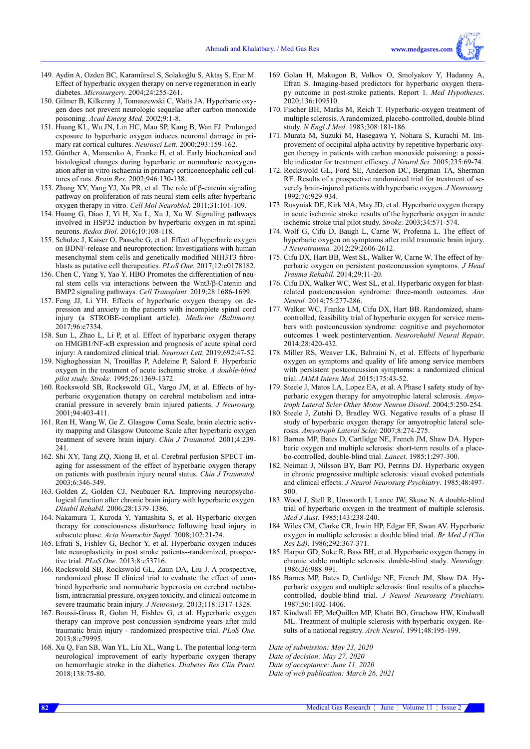149. Aydin A, Ozden BC, Karamürsel S, Solakoğlu S, Aktaş S, Erer M. Effect of hyperbaric oxygen therapy on nerve regeneration in early diabetes. *Microsurgery.* 2004;24:255-261.
150. Gilmer B, Kilkenny J, Tomaszewski C, Watts JA. Hyperbaric oxygen does not prevent neurologic sequelae after carbon monoxide poisoning. *Acad Emerg Med.* 2002;9:1-8.
151. Huang KL, Wu JN, Lin HC, Mao SP, Kang B, Wan FJ. Prolonged exposure to hyperbaric oxygen induces neuronal damage in primary rat cortical cultures. *Neurosci Lett*. 2000;293:159-162.
152. Günther A, Manaenko A, Franke H, et al. Early biochemical and histological changes during hyperbaric or normobaric reoxygenation after in vitro ischaemia in primary corticoencephalic cell cultures of rats. *Brain Res.* 2002;946:130-138.
153. Zhang XY, Yang YJ, Xu PR, et al. The role of β-catenin signaling pathway on proliferation of rats neural stem cells after hyperbaric oxygen therapy in vitro. *Cell Mol Neurobiol.* 2011;31:101-109.
154. Huang G, Diao J, Yi H, Xu L, Xu J, Xu W. Signaling pathways involved in HSP32 induction by hyperbaric oxygen in rat spinal neurons. *Redox Biol.* 2016;10:108-118.
155. Schulze J, Kaiser O, Paasche G, et al. Effect of hyperbaric oxygen on BDNF-release and neuroprotection: Investigations with human mesenchymal stem cells and genetically modified NIH3T3 fibroblasts as putative cell therapeutics. *PLoS One.* 2017;12:e0178182.
156. Chen C, Yang Y, Yao Y. HBO Promotes the differentiation of neural stem cells via interactions between the Wnt3/β-Catenin and BMP2 signaling pathways. *Cell Transplant.* 2019;28:1686-1699.
157. Feng JJ, Li YH. Effects of hyperbaric oxygen therapy on depression and anxiety in the patients with incomplete spinal cord injury (a STROBE-compliant article). *Medicine (Baltimore).* 2017;96:e7334.
158. Sun L, Zhao L, Li P, et al. Effect of hyperbaric oxygen therapy on HMGB1/NF-κB expression and prognosis of acute spinal cord injury: A randomized clinical trial. *Neurosci Lett.* 2019;692:47-52.
159. Nighoghossian N, Trouillas P, Adeleine P, Salord F. Hyperbaric oxygen in the treatment of acute ischemic stroke. *A double-blind pilot study. Stroke.* 1995;26:1369-1372.
160. Rockswold SB, Rockswold GL, Vargo JM, et al. Effects of hyperbaric oxygenation therapy on cerebral metabolism and intracranial pressure in severely brain injured patients. *J Neurosurg.* 2001;94:403-411.
161. Ren H, Wang W, Ge Z. Glasgow Coma Scale, brain electric activity mapping and Glasgow Outcome Scale after hyperbaric oxygen treatment of severe brain injury. *Chin J Traumatol.* 2001;4:239-241.
162. Shi XY, Tang ZQ, Xiong B, et al. Cerebral perfusion SPECT imaging for assessment of the effect of hyperbaric oxygen therapy on patients with postbrain injury neural status. *Chin J Traumatol*. 2003;6:346-349.
163. Golden Z, Golden CJ, Neubauer RA. Improving neuropsychological function after chronic brain injury with hyperbaric oxygen. *Disabil Rehabil.* 2006;28:1379-1386.
164. Nakamura T, Kuroda Y, Yamashita S, et al. Hyperbaric oxygen therapy for consciousness disturbance following head injury in subacute phase. *Acta Neurochir Suppl.* 2008;102:21-24.
165. Efrati S, Fishlev G, Bechor Y, et al. Hyperbaric oxygen induces late neuroplasticity in post stroke patients--randomized, prospective trial. *PLoS One*. 2013;8:e53716.
166. Rockswold SB, Rockswold GL, Zaun DA, Liu J. A prospective, randomized phase II clinical trial to evaluate the effect of combined hyperbaric and normobaric hyperoxia on cerebral metabolism, intracranial pressure, oxygen toxicity, and clinical outcome in severe traumatic brain injury. *J Neurosurg*. 2013;118:1317-1328.
167. Boussi-Gross R, Golan H, Fishlev G, et al. Hyperbaric oxygen therapy can improve post concussion syndrome years after mild traumatic brain injury - randomized prospective trial. *PLoS One.* 2013;8:e79995.
168. Xu Q, Fan SB, Wan YL, Liu XL, Wang L. The potential long-term neurological improvement of early hyperbaric oxygen therapy on hemorrhagic stroke in the diabetics. *Diabetes Res Clin Pract.* 2018;138:75-80.
169. Golan H, Makogon B, Volkov O, Smolyakov Y, Hadanny A, Efrati S. Imaging-based predictors for hyperbaric oxygen therapy outcome in post-stroke patients. Report 1. *Med Hypotheses*. 2020;136:109510.
170. Fischer BH, Marks M, Reich T. Hyperbaric-oxygen treatment of multiple sclerosis. A randomized, placebo-controlled, double-blind study. *N Engl J Med.* 1983;308:181-186.
171. Murata M, Suzuki M, Hasegawa Y, Nohara S, Kurachi M. Improvement of occipital alpha activity by repetitive hyperbaric oxygen therapy in patients with carbon monoxide poisoning: a possible indicator for treatment efficacy. *J Neurol Sci.* 2005;235:69-74.
172. Rockswold GL, Ford SE, Anderson DC, Bergman TA, Sherman RE. Results of a prospective randomized trial for treatment of severely brain-injured patients with hyperbaric oxygen. *J Neurosurg.* 1992;76:929-934.
173. Rusyniak DE, Kirk MA, May JD, et al. Hyperbaric oxygen therapy in acute ischemic stroke: results of the hyperbaric oxygen in acute ischemic stroke trial pilot study. *Stroke.* 2003;34:571-574.
174. Wolf G, Cifu D, Baugh L, Carne W, Profenna L. The effect of hyperbaric oxygen on symptoms after mild traumatic brain injury. *J Neurotrauma.* 2012;29:2606-2612.
175. Cifu DX, Hart BB, West SL, Walker W, Carne W. The effect of hyperbaric oxygen on persistent postconcussion symptoms. *J Head Trauma Rehabil*. 2014;29:11-20.
176. Cifu DX, Walker WC, West SL, et al. Hyperbaric oxygen for blast-related postconcussion syndrome: three-month outcomes. *Ann Neurol.* 2014;75:277-286.
177. Walker WC, Franke LM, Cifu DX, Hart BB. Randomized, sham-controlled, feasibility trial of hyperbaric oxygen for service members with postconcussion syndrome: cognitive and psychomotor outcomes 1 week postintervention. *Neurorehabil Neural Repair*. 2014;28:420-432.
178. Miller RS, Weaver LK, Bahraini N, et al. Effects of hyperbaric oxygen on symptoms and quality of life among service members with persistent postconcussion symptoms: a randomized clinical trial. *JAMA Intern Med.* 2015;175:43-52.
179. Steele J, Matos LA, Lopez EA, et al. A Phase I safety study of hyperbaric oxygen therapy for amyotrophic lateral sclerosis. *Amyotroph Lateral Scler Other Motor Neuron Disord.* 2004;5:250-254.
180. Steele J, Zutshi D, Bradley WG. Negative results of a phase II study of hyperbaric oxygen therapy for amyotrophic lateral sclerosis. *Amyotroph Lateral Scler.* 2007;8:274-275.
181. Barnes MP, Bates D, Cartlidge NE, French JM, Shaw DA. Hyperbaric oxygen and multiple sclerosis: short-term results of a placebo-controlled, double-blind trial. *Lancet*. 1985;1:297-300.
182. Neiman J, Nilsson BY, Barr PO, Perrins DJ. Hyperbaric oxygen in chronic progressive multiple sclerosis: visual evoked potentials and clinical effects. *J Neurol Neurosurg Psychiatry*. 1985;48:497-500.
183. Wood J, Stell R, Unsworth I, Lance JW, Skuse N. A double-blind trial of hyperbaric oxygen in the treatment of multiple sclerosis. *Med J Aust*. 1985;143:238-240.
184. Wiles CM, Clarke CR, Irwin HP, Edgar EF, Swan AV. Hyperbaric oxygen in multiple sclerosis: a double blind trial. *Br Med J (Clin Res Ed).* 1986;292:367-371.
185. Harpur GD, Suke R, Bass BH, et al. Hyperbaric oxygen therapy in chronic stable multiple sclerosis: double-blind study. *Neurology*. 1986;36:988-991.
186. Barnes MP, Bates D, Cartlidge NE, French JM, Shaw DA. Hyperbaric oxygen and multiple sclerosis: final results of a placebo-controlled, double-blind trial. *J Neurol Neurosurg Psychiatry.* 1987;50:1402-1406.
187. Kindwall EP, McQuillen MP, Khatri BO, Gruchow HW, Kindwall ML. Treatment of multiple sclerosis with hyperbaric oxygen. Results of a national registry. *Arch Neurol.* 1991;48:195-199.

*Date of submission: May 23, 2020*
*Date of decision: May 27, 2020*
*Date of acceptance: June 11, 2020*
*Date of web publication: March 26, 2021*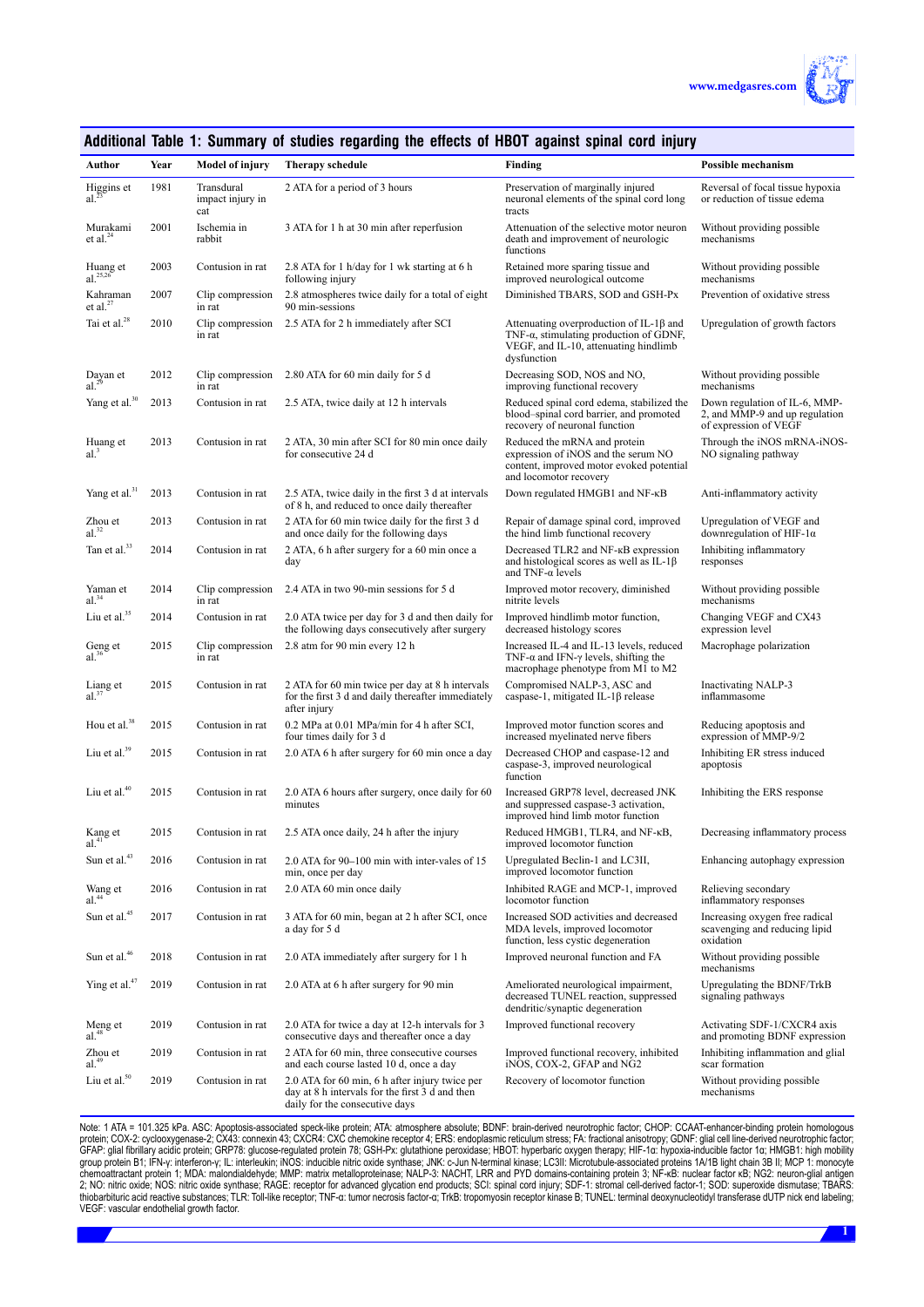## Additional Table 1: Summary of studies regarding the effects of HBOT against spinal cord injury

| Author | Year | Model of injury | Therapy schedule | Finding | Possible mechanism |
|---|---|---|---|---|---|
| Higgins et al.[23] | 1981 | Transdural impact injury in cat | 2 ATA for a period of 3 hours | Preservation of marginally injured neuronal elements of the spinal cord long tracts | Reversal of focal tissue hypoxia or reduction of tissue edema |
| Murakami et al.[24] | 2001 | Ischemia in rabbit | 3 ATA for 1 h at 30 min after reperfusion | Attenuation of the selective motor neuron death and improvement of neurologic functions | Without providing possible mechanisms |
| Huang et al.[25,26] | 2003 | Contusion in rat | 2.8 ATA for 1 h/day for 1 wk starting at 6 h following injury | Retained more sparing tissue and improved neurological outcome | Without providing possible mechanisms |
| Kahraman et al.[27] | 2007 | Clip compression in rat | 2.8 atmospheres twice daily for a total of eight 90 min-sessions | Diminished TBARS, SOD and GSH-Px | Prevention of oxidative stress |
| Tai et al.[28] | 2010 | Clip compression in rat | 2.5 ATA for 2 h immediately after SCI | Attenuating overproduction of IL-1β and TNF-α, stimulating production of GDNF, VEGF, and IL-10, attenuating hindlimb dysfunction | Upregulation of growth factors |
| Dayan et al.[29] | 2012 | Clip compression in rat | 2.80 ATA for 60 min daily for 5 d | Decreasing SOD, NOS and NO, improving functional recovery | Without providing possible mechanisms |
| Yang et al.[30] | 2013 | Contusion in rat | 2.5 ATA, twice daily at 12 h intervals | Reduced spinal cord edema, stabilized the blood–spinal cord barrier, and promoted recovery of neuronal function | Down regulation of IL-6, MMP-2, and MMP-9 and up regulation of expression of VEGF |
| Huang et al.[3] | 2013 | Contusion in rat | 2 ATA, 30 min after SCI for 80 min once daily for consecutive 24 d | Reduced the mRNA and protein expression of iNOS and the serum NO content, improved motor evoked potential and locomotor recovery | Through the iNOS mRNA-iNOS-NO signaling pathway |
| Yang et al.[31] | 2013 | Contusion in rat | 2.5 ATA, twice daily in the first 3 d at intervals of 8 h, and reduced to once daily thereafter | Down regulated HMGB1 and NF-κB | Anti-inflammatory activity |
| Zhou et al.[32] | 2013 | Contusion in rat | 2 ATA for 60 min twice daily for the first 3 d and once daily for the following days | Repair of damage spinal cord, improved the hind limb functional recovery | Upregulation of VEGF and downregulation of HIF-1α |
| Tan et al.[33] | 2014 | Contusion in rat | 2 ATA, 6 h after surgery for a 60 min once a day | Decreased TLR2 and NF-κB expression and histological scores as well as IL-1β and TNF-α levels | Inhibiting inflammatory responses |
| Yaman et al.[34] | 2014 | Clip compression in rat | 2.4 ATA in two 90-min sessions for 5 d | Improved motor recovery, diminished nitrite levels | Without providing possible mechanisms |
| Liu et al.[35] | 2014 | Contusion in rat | 2.0 ATA twice per day for 3 d and then daily for the following days consecutively after surgery | Improved hindlimb motor function, decreased histology scores | Changing VEGF and CX43 expression level |
| Geng et al.[36] | 2015 | Clip compression in rat | 2.8 atm for 90 min every 12 h | Increased IL-4 and IL-13 levels, reduced TNF-α and IFN-γ levels, shifting the macrophage phenotype from M1 to M2 | Macrophage polarization |
| Liang et al.[37] | 2015 | Contusion in rat | 2 ATA for 60 min twice per day at 8 h intervals for the first 3 d and daily thereafter immediately after injury | Compromised NALP-3, ASC and caspase-1, mitigated IL-1β release | Inactivating NALP-3 inflammasome |
| Hou et al.[38] | 2015 | Contusion in rat | 0.2 MPa at 0.01 MPa/min for 4 h after SCI, four times daily for 3 d | Improved motor function scores and increased myelinated nerve fibers | Reducing apoptosis and expression of MMP-9/2 |
| Liu et al.[39] | 2015 | Contusion in rat | 2.0 ATA 6 h after surgery for 60 min once a day | Decreased CHOP and caspase-12 and caspase-3, improved neurological function | Inhibiting ER stress induced apoptosis |
| Liu et al.[40] | 2015 | Contusion in rat | 2.0 ATA 6 hours after surgery, once daily for 60 minutes | Increased GRP78 level, decreased JNK and suppressed caspase-3 activation, improved hind limb motor function | Inhibiting the ERS response |
| Kang et al.[41] | 2015 | Contusion in rat | 2.5 ATA once daily, 24 h after the injury | Reduced HMGB1, TLR4, and NF-κB, improved locomotor function | Decreasing inflammatory process |
| Sun et al.[43] | 2016 | Contusion in rat | 2.0 ATA for 90–100 min with inter-vales of 15 min, once per day | Upregulated Beclin-1 and LC3II, improved locomotor function | Enhancing autophagy expression |
| Wang et al.[44] | 2016 | Contusion in rat | 2.0 ATA 60 min once daily | Inhibited RAGE and MCP-1, improved locomotor function | Relieving secondary inflammatory responses |
| Sun et al.[45] | 2017 | Contusion in rat | 3 ATA for 60 min, began at 2 h after SCI, once a day for 5 d | Increased SOD activities and decreased MDA levels, improved locomotor function, less cystic degeneration | Increasing oxygen free radical scavenging and reducing lipid oxidation |
| Sun et al.[46] | 2018 | Contusion in rat | 2.0 ATA immediately after surgery for 1 h | Improved neuronal function and FA | Without providing possible mechanisms |
| Ying et al.[47] | 2019 | Contusion in rat | 2.0 ATA at 6 h after surgery for 90 min | Ameliorated neurological impairment, decreased TUNEL reaction, suppressed dendritic/synaptic degeneration | Upregulating the BDNF/TrkB signaling pathways |
| Meng et al.[48] | 2019 | Contusion in rat | 2.0 ATA for twice a day at 12-h intervals for 3 consecutive days and thereafter once a day | Improved functional recovery | Activating SDF-1/CXCR4 axis and promoting BDNF expression |
| Zhou et al.[49] | 2019 | Contusion in rat | 2 ATA for 60 min, three consecutive courses and each course lasted 10 d, once a day | Improved functional recovery, inhibited iNOS, COX-2, GFAP and NG2 | Inhibiting inflammation and glial scar formation |
| Liu et al.[50] | 2019 | Contusion in rat | 2.0 ATA for 60 min, 6 h after injury twice per day at 8 h intervals for the first 3 d and then daily for the consecutive days | Recovery of locomotor function | Without providing possible mechanisms |

Note: 1 ATA = 101.325 kPa. ASC: Apoptosis-associated speck-like protein; ATA: atmosphere absolute; BDNF: brain-derived neurotrophic factor; CHOP: CCAAT-enhancer-binding protein homologous protein; COX-2: cyclooxygenase-2; CX43: connexin 43; CXCR4: CXC chemokine receptor 4; ERS: endoplasmic reticulum stress; FA: fractional anisotropy; GDNF: glial cell line-derived neurotrophic factor; GFAP: glial fibrillary acidic protein; GRP78: glucose-regulated protein 78; GSH-Px: glutathione peroxidase; HBOT: hyperbaric oxygen therapy; HIF-1α: hypoxia-inducible factor 1α; HMGB1: high mobility group protein B1; IFN-γ: interferon-γ; IL: interleukin; iNOS: inducible nitric oxide synthase; JNK: c-Jun N-terminal kinase; LC3II: Microtubule-associated proteins 1A/1B light chain 3B II; MCP 1: monocyte chemoattractant protein 1; MDA: malondialdehyde; MMP: matrix metalloproteinase; NALP-3: NACHT, LRR and PYD domains-containing protein 3; NF-κB: nuclear factor κB; NG2: neuron-glial antigen 2; NO: nitric oxide; NOS: nitric oxide synthase; RAGE: receptor for advanced glycation end products; SCI: spinal cord injury; SDF-1: stromal cell-derived factor-1; SOD: superoxide dismutase; TBARS: thiobarbituric acid reactive substances; TLR: Toll-like receptor; TNF-α: tumor necrosis factor-α; TrkB: tropomyosin receptor kinase B; TUNEL: terminal deoxynucleotidyl transferase dUTP nick end labeling; VEGF: vascular endothelial growth factor.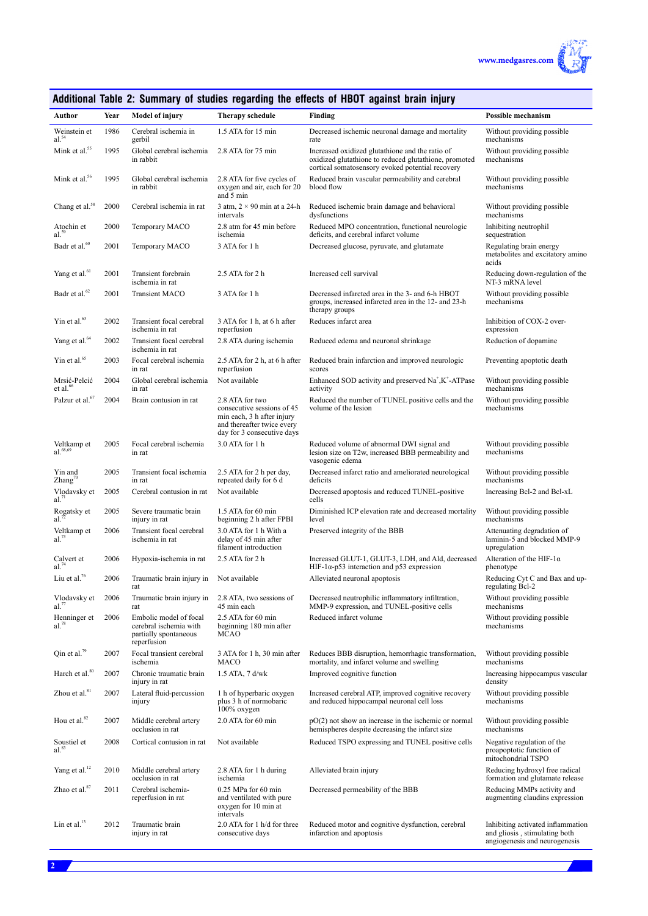## Additional Table 2: Summary of studies regarding the effects of HBOT against brain injury

| Author | Year | Model of injury | Therapy schedule | Finding | Possible mechanism |
|---|---|---|---|---|---|
| Weinstein et al.[54] | 1986 | Cerebral ischemia in gerbil | 1.5 ATA for 15 min | Decreased ischemic neuronal damage and mortality rate | Without providing possible mechanisms |
| Mink et al.[55] | 1995 | Global cerebral ischemia in rabbit | 2.8 ATA for 75 min | Increased oxidized glutathione and the ratio of oxidized glutathione to reduced glutathione, promoted cortical somatosensory evoked potential recovery | Without providing possible mechanisms |
| Mink et al.[56] | 1995 | Global cerebral ischemia in rabbit | 2.8 ATA for five cycles of oxygen and air, each for 20 and 5 min | Reduced brain vascular permeability and cerebral blood flow | Without providing possible mechanisms |
| Chang et al.[58] | 2000 | Cerebral ischemia in rat | 3 atm, 2 × 90 min at a 24-h intervals | Reduced ischemic brain damage and behavioral dysfunctions | Without providing possible mechanisms |
| Atochin et al.[59] | 2000 | Temporary MACO | 2.8 atm for 45 min before ischemia | Reduced MPO concentration, functional neurologic deficits, and cerebral infarct volume | Inhibiting neutrophil sequestration |
| Badr et al.[60] | 2001 | Temporary MACO | 3 ATA for 1 h | Decreased glucose, pyruvate, and glutamate | Regulating brain energy metabolites and excitatory amino acids |
| Yang et al.[61] | 2001 | Transient forebrain ischemia in rat | 2.5 ATA for 2 h | Increased cell survival | Reducing down-regulation of the NT-3 mRNA level |
| Badr et al.[62] | 2001 | Transient MACO | 3 ATA for 1 h | Decreased infarcted area in the 3- and 6-h HBOT groups, increased infarcted area in the 12- and 23-h therapy groups | Without providing possible mechanisms |
| Yin et al.[63] | 2002 | Transient focal cerebral ischemia in rat | 3 ATA for 1 h, at 6 h after reperfusion | Reduces infarct area | Inhibition of COX-2 over-expression |
| Yang et al.[64] | 2002 | Transient focal cerebral ischemia in rat | 2.8 ATA during ischemia | Reduced edema and neuronal shrinkage | Reduction of dopamine |
| Yin et al.[65] | 2003 | Focal cerebral ischemia in rat | 2.5 ATA for 2 h, at 6 h after reperfusion | Reduced brain infarction and improved neurologic scores | Preventing apoptotic death |
| Mrsić-Pelcić et al.[66] | 2004 | Global cerebral ischemia in rat | Not available | Enhanced SOD activity and preserved $Na^+,K^+$-ATPase activity | Without providing possible mechanisms |
| Palzur et al.[67] | 2004 | Brain contusion in rat | 2.8 ATA for two consecutive sessions of 45 min each, 3 h after injury and thereafter twice every day for 3 consecutive days | Reduced the number of TUNEL positive cells and the volume of the lesion | Without providing possible mechanisms |
| Veltkamp et al.[68,69] | 2005 | Focal cerebral ischemia in rat | 3.0 ATA for 1 h | Reduced volume of abnormal DWI signal and lesion size on T2w, increased BBB permeability and vasogenic edema | Without providing possible mechanisms |
| Yin and Zhang[70] | 2005 | Transient focal ischemia in rat | 2.5 ATA for 2 h per day, repeated daily for 6 d | Decreased infarct ratio and ameliorated neurological deficits | Without providing possible mechanisms |
| Vlodavsky et al.[71] | 2005 | Cerebral contusion in rat | Not available | Decreased apoptosis and reduced TUNEL-positive cells | Increasing Bcl-2 and Bcl-xL |
| Rogatsky et al.[72] | 2005 | Severe traumatic brain injury in rat | 1.5 ATA for 60 min beginning 2 h after FPBI | Diminished ICP elevation rate and decreased mortality level | Without providing possible mechanisms |
| Veltkamp et al.[73] | 2006 | Transient focal cerebral ischemia in rat | 3.0 ATA for 1 h With a delay of 45 min after filament introduction | Preserved integrity of the BBB | Attenuating degradation of laminin-5 and blocked MMP-9 upregulation |
| Calvert et al.[74] | 2006 | Hypoxia-ischemia in rat | 2.5 ATA for 2 h | Increased GLUT-1, GLUT-3, LDH, and Ald, decreased HIF-1α-p53 interaction and p53 expression | Alteration of the HIF-1α phenotype |
| Liu et al.[76] | 2006 | Traumatic brain injury in rat | Not available | Alleviated neuronal apoptosis | Reducing Cyt C and Bax and up-regulating Bcl-2 |
| Vlodavsky et al.[77] | 2006 | Traumatic brain injury in rat | 2.8 ATA, two sessions of 45 min each | Decreased neutrophilic inflammatory infiltration, MMP-9 expression, and TUNEL-positive cells | Without providing possible mechanisms |
| Henninger et al.[78] | 2006 | Embolic model of focal cerebral ischemia with partially spontaneous reperfusion | 2.5 ATA for 60 min beginning 180 min after MCAO | Reduced infarct volume | Without providing possible mechanisms |
| Qin et al.[79] | 2007 | Focal transient cerebral ischemia | 3 ATA for 1 h, 30 min after MACO | Reduces BBB disruption, hemorrhagic transformation, mortality, and infarct volume and swelling | Without providing possible mechanisms |
| Harch et al.[80] | 2007 | Chronic traumatic brain injury in rat | 1.5 ATA, 7 d/wk | Improved cognitive function | Increasing hippocampus vascular density |
| Zhou et al.[81] | 2007 | Lateral fluid-percussion injury | 1 h of hyperbaric oxygen plus 3 h of normobaric 100% oxygen | Increased cerebral ATP, improved cognitive recovery and reduced hippocampal neuronal cell loss | Without providing possible mechanisms |
| Hou et al.[82] | 2007 | Middle cerebral artery occlusion in rat | 2.0 ATA for 60 min | pO(2) not show an increase in the ischemic or normal hemispheres despite decreasing the infarct size | Without providing possible mechanisms |
| Soustiel et al.[83] | 2008 | Cortical contusion in rat | Not available | Reduced TSPO expressing and TUNEL positive cells | Negative regulation of the proapoptotic function of mitochondrial TSPO |
| Yang et al.[12] | 2010 | Middle cerebral artery occlusion in rat | 2.8 ATA for 1 h during ischemia | Alleviated brain injury | Reducing hydroxyl free radical formation and glutamate release |
| Zhao et al.[87] | 2011 | Cerebral ischemia-reperfusion in rat | 0.25 MPa for 60 min and ventilated with pure oxygen for 10 min at intervals | Decreased permeability of the BBB | Reducing MMPs activity and augmenting claudins expression |
| Lin et al.[13] | 2012 | Traumatic brain injury in rat | 2.0 ATA for 1 h/d for three consecutive days | Reduced motor and cognitive dysfunction, cerebral infarction and apoptosis | Inhibiting activated inflammation and gliosis , stimulating both angiogenesis and neurogenesis |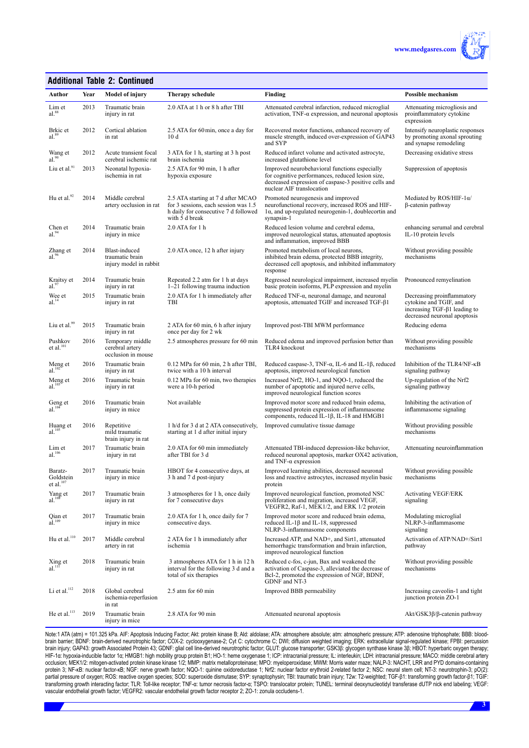## Additional Table 2: Continued

| Author | Year | Model of injury | Therapy schedule | Finding | Possible mechanism |
|---|---|---|---|---|---|
| Lim et al.[88] | 2013 | Traumatic brain injury in rat | 2.0 ATA at 1 h or 8 h after TBI | Attenuated cerebral infarction, reduced microglial activation, TNF-α expression, and neuronal apoptosis | Attenuating microgliosis and proinflammatory cytokine expression |
| Brkic et al.[89] | 2012 | Cortical ablation in rat | 2.5 ATA for 60 min, once a day for 10 d | Recovered motor functions, enhanced recovery of muscle strength, induced over-expression of GAP43 and SYP | Intensify neuroplastic responses by promoting axonal sprouting and synapse remodeling |
| Wang et al.[90] | 2012 | Acute transient focal cerebral ischemic rat | 3 ATA for 1 h, starting at 3 h post brain ischemia | Reduced infarct volume and activated astrocyte, increased glutathione level | Decreasing oxidative stress |
| Liu et al.[91] | 2013 | Neonatal hypoxia-ischemia in rat | 2.5 ATA for 90 min, 1 h after hypoxia exposure | Improved neurobehavioral functions especially for cognitive performances, reduced lesion size, decreased expression of caspase-3 positive cells and nuclear AIF translocation | Suppression of apoptosis |
| Hu et al.[92] | 2014 | Middle cerebral artery occlusion in rat | 2.5 ATA starting at 7 d after MCAO for 3 sessions, each session was 1.5 h daily for consecutive 7 d followed with 5 d break | Promoted neurogenesis and improved neurofunctional recovery, increased ROS and HIF-1α, and up-regulated neurogenin-1, doublecortin and synapsin-1 | Mediated by ROS/HIF-1α/β-catenin pathway |
| Chen et al.[94] | 2014 | Traumatic brain injury in mice | 2.0 ATA for 1 h | Reduced lesion volume and cerebral edema, improved neurological status, attenuated apoptosis and inflammation, improved BBB | enhancing serumal and cerebral IL-10 protein levels |
| Zhang et al.[96] | 2014 | Blast-induced traumatic brain injury model in rabbit | 2.0 ATA once, 12 h after injury | Promoted metabolism of local neurons, inhibited brain edema, protected BBB integrity, decreased cell apoptosis, and inhibited inflammatory response | Without providing possible mechanisms |
| Kraitsy et al.[97] | 2014 | Traumatic brain injury in rat | Repeated 2.2 atm for 1 h at days 1–21 following trauma induction | Regressed neurological impairment, increased myelin basic protein isoforms, PLP expression and myelin | Pronounced remyelination |
| Wee et al.[14] | 2015 | Traumatic brain injury in rat | 2.0 ATA for 1 h immediately after TBI | Reduced TNF-α, neuronal damage, and neuronal apoptosis, attenuated TGIF and increased TGF-β1 | Decreasing proinflammatory cytokine and TGIF, and increasing TGF-β1 leading to decreased neuronal apoptosis |
| Liu et al.[99] | 2015 | Traumatic brain injury in rat | 2 ATA for 60 min, 6 h after injury once per day for 2 wk | Improved post-TBI MWM performance | Reducing edema |
| Pushkov et al.[101] | 2016 | Temporary middle cerebral artery occlusion in mouse | 2.5 atmospheres pressure for 60 min | Reduced edema and improved perfusion better than TLR4 knockout | Without providing possible mechanisms |
| Meng et al.[102] | 2016 | Traumatic brain injury in rat | 0.12 MPa for 60 min, 2 h after TBI, twice with a 10 h interval | Reduced caspase-3, TNF-α, IL-6 and IL-1β, reduced apoptosis, improved neurological function | Inhibition of the TLR4/NF-κB signaling pathway |
| Meng et al.[103] | 2016 | Traumatic brain injury in rat | 0.12 MPa for 60 min, two therapies were a 10-h period | Increased Nrf2, HO-1, and NQO-1, reduced the number of apoptotic and injured nerve cells, improved neurological function scores | Up-regulation of the Nrf2 signaling pathway |
| Geng et al.[104] | 2016 | Traumatic brain injury in mice | Not available | Improved motor score and reduced brain edema, suppressed protein expression of inflammasome components, reduced IL-1β, IL-18 and HMGB1 | Inhibiting the activation of inflammasome signaling |
| Huang et al.[105] | 2016 | Repetitive mild traumatic brain injury in rat | 1 h/d for 3 d at 2 ATA consecutively, starting at 1 d after initial injury | Improved cumulative tissue damage | Without providing possible mechanisms |
| Lim et al.[106] | 2017 | Traumatic brain injury in rat | 2.0 ATA for 60 min immediately after TBI for 3 d | Attenuated TBI-induced depression-like behavior, reduced neuronal apoptosis, marker OX42 activation, and TNF-α expression | Attenuating neuroinflammation |
| Baratz-Goldstein et al.[107] | 2017 | Traumatic brain injury in mice | HBOT for 4 consecutive days, at 3 h and 7 d post-injury | Improved learning abilities, decreased neuronal loss and reactive astrocytes, increased myelin basic protein | Without providing possible mechanisms |
| Yang et al.[108] | 2017 | Traumatic brain injury in rat | 3 atmospheres for 1 h, once daily for 7 consecutive days | Improved neurological function, promoted NSC proliferation and migration, increased VEGF, VEGFR2, Raf-1, MEK1/2, and ERK 1/2 protein | Activating VEGF/ERK signaling |
| Qian et al.[109] | 2017 | Traumatic brain injury in mice | 2.0 ATA for 1 h, once daily for 7 consecutive days. | Improved motor score and reduced brain edema, reduced IL-1β and IL-18, suppressed NLRP-3-inflammasome components | Modulating microglial NLRP-3-inflammasome signaling |
| Hu et al.[110] | 2017 | Middle cerebral artery in rat | 2 ATA for 1 h immediately after ischemia | Increased ATP, and NAD+, and Sirt1, attenuated hemorrhagic transformation and brain infarction, improved neurological function | Activation of ATP/NAD+/Sirt1 pathway |
| Xing et al.[111] | 2018 | Traumatic brain injury in rat | 3 atmospheres ATA for 1 h in 12 h interval for the following 3 d and a total of six therapies | Reduced c-fos, c-jun, Bax and weakened the activation of Caspase-3, alleviated the decrease of Bcl-2, promoted the expression of NGF, BDNF, GDNF and NT-3 | Without providing possible mechanisms |
| Li et al.[112] | 2018 | Global cerebral ischemia-reperfusion in rat | 2.5 atm for 60 min | Improved BBB permeability | Increasing caveolin-1 and tight junction protein ZO-1 |
| He et al.[113] | 2019 | Traumatic brain injury in mice | 2.8 ATA for 90 min | Attenuated neuronal apoptosis | Akt/GSK3β/β-catenin pathway |

Note:1 ATA (atm) = 101.325 kPa. AIF: Apoptosis Inducing Factor; Akt: protein kinase B; Ald: aldolase; ATA: atmosphere absolute; atm: atmospheric pressure; ATP: adenosine triphosphate; BBB: blood-brain barrier; BDNF: brain-derived neurotrophic factor; COX-2: cyclooxygenase-2; Cyt C: cytochrome C; DWI; diffusion weighted imaging; ERK: extracellular signal-regulated kinase; FPBI: percussion brain injury; GAP43: growth Associated Protein 43; GDNF: glial cell line-derived neurotrophic factor; GLUT: glucose transporter; GSK3β: glycogen synthase kinase 3β; HBOT: hyperbaric oxygen therapy; HIF-1α: hypoxia-inducible factor 1α; HMGB1: high mobility group protein B1; HO-1: heme oxygenase 1; ICP: intracranial pressure; IL: interleukin; LDH: intracranial pressure; MACO: middle cerebral artery occlusion; MEK1/2: mitogen-activated protein kinase kinase 1/2; MMP: matrix metalloproteinase; MPO: myeloperoxidase; MWM: Morris water maze; NALP-3: NACHT, LRR and PYD domains-containing protein 3; NF-κB: nuclear factor-κB; NGF: nerve growth factor; NQO-1: quinine oxidoreductase 1; Nrf2: nuclear factor erythroid 2-related factor 2; NSC: neural stem cell; NT-3: neurotrophin-3; pO(2): partial pressure of oxygen; ROS: reactive oxygen species; SOD: superoxide dismutase; SYP: synaptophysin; TBI: traumatic brain injury; T2w: T2-weighted; TGF-β1: transforming growth factor-β1; TGIF: transforming growth interacting factor; TLR: Toll-like receptor; TNF-α: tumor necrosis factor-α; TSPO: translocator protein; TUNEL: terminal deoxynucleotidyl transferase dUTP nick end labeling; VEGF: vascular endothelial growth factor; VEGFR2: vascular endothelial growth factor receptor 2; ZO-1: zonula occludens-1.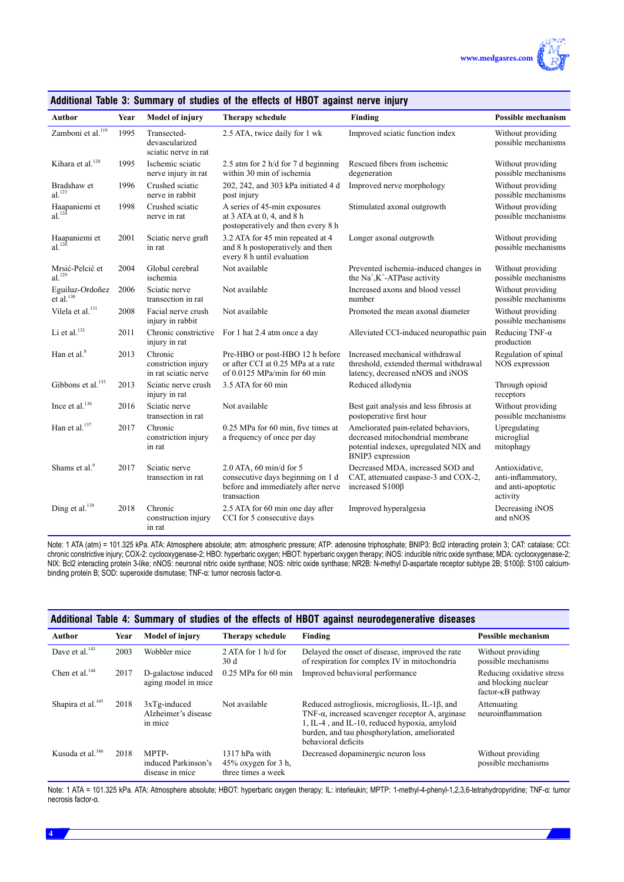## Additional Table 3: Summary of studies of the effects of HBOT against nerve injury

| Author | Year | Model of injury | Therapy schedule | Finding | Possible mechanism |
|---|---|---|---|---|---|
| Zamboni et al.[119] | 1995 | Transected-devascularized sciatic nerve in rat | 2.5 ATA, twice daily for 1 wk | Improved sciatic function index | Without providing possible mechanisms |
| Kihara et al.[120] | 1995 | Ischemic sciatic nerve injury in rat | 2.5 atm for 2 h/d for 7 d beginning within 30 min of ischemia | Rescued fibers from ischemic degeneration | Without providing possible mechanisms |
| Bradshaw et al.[123] | 1996 | Crushed sciatic nerve in rabbit | 202, 242, and 303 kPa initiated 4 d post injury | Improved nerve morphology | Without providing possible mechanisms |
| Haapaniemi et al.[124] | 1998 | Crushed sciatic nerve in rat | A series of 45-min exposures at 3 ATA at 0, 4, and 8 h postoperatively and then every 8 h | Stimulated axonal outgrowth | Without providing possible mechanisms |
| Haapaniemi et al.[126] | 2001 | Sciatic nerve graft in rat | 3.2 ATA for 45 min repeated at 4 and 8 h postoperatively and then every 8 h until evaluation | Longer axonal outgrowth | Without providing possible mechanisms |
| Mrsić-Pelcić et al.[129] | 2004 | Global cerebral ischemia | Not available | Prevented ischemia-induced changes in the $Na^+$,$K^+$-ATPase activity | Without providing possible mechanisms |
| Eguiluz-Ordoñez et al.[130] | 2006 | Sciatic nerve transection in rat | Not available | Increased axons and blood vessel number | Without providing possible mechanisms |
| Vilela et al.[131] | 2008 | Facial nerve crush injury in rabbit | Not available | Promoted the mean axonal diameter | Without providing possible mechanisms |
| Li et al.[133] | 2011 | Chronic constrictive injury in rat | For 1 hat 2.4 atm once a day | Alleviated CCI-induced neuropathic pain | Reducing TNF-α production |
| Han et al.[8] | 2013 | Chronic constriction injury in rat sciatic nerve | Pre-HBO or post-HBO 12 h before or after CCI at 0.25 MPa at a rate of 0.0125 MPa/min for 60 min | Increased mechanical withdrawal threshold, extended thermal withdrawal latency, decreased nNOS and iNOS | Regulation of spinal NOS expression |
| Gibbons et al.[135] | 2013 | Sciatic nerve crush injury in rat | 3.5 ATA for 60 min | Reduced allodynia | Through opioid receptors |
| Ince et al.[136] | 2016 | Sciatic nerve transection in rat | Not available | Best gait analysis and less fibrosis at postoperative first hour | Without providing possible mechanisms |
| Han et al.[137] | 2017 | Chronic constriction injury in rat | 0.25 MPa for 60 min, five times at a frequency of once per day | Ameliorated pain-related behaviors, decreased mitochondrial membrane potential indexes, upregulated NIX and BNIP3 expression | Upregulating microglial mitophagy |
| Shams et al.[9] | 2017 | Sciatic nerve transection in rat | 2.0 ATA, 60 min/d for 5 consecutive days beginning on 1 d before and immediately after nerve transaction | Decreased MDA, increased SOD and CAT, attenuated caspase-3 and COX-2, increased S100β | Antioxidative, anti-inflammatory, and anti-apoptotic activity |
| Ding et al.[138] | 2018 | Chronic construction injury in rat | 2.5 ATA for 60 min one day after CCI for 5 consecutive days | Improved hyperalgesia | Decreasing iNOS and nNOS |

Note: 1 ATA (atm) = 101.325 kPa. ATA: Atmosphere absolute; atm: atmospheric pressure; ATP: adenosine triphosphate; BNIP3: Bcl2 interacting protein 3; CAT: catalase; CCI: chronic constrictive injury; COX-2: cyclooxygenase-2; HBO: hyperbaric oxygen; HBOT: hyperbaric oxygen therapy; iNOS: inducible nitric oxide synthase; MDA: cyclooxygenase-2; NIX: Bcl2 interacting protein 3-like; nNOS: neuronal nitric oxide synthase; NOS: nitric oxide synthase; NR2B: N-methyl D-aspartate receptor subtype 2B; S100β: S100 calcium-binding protein B; SOD: superoxide dismutase; TNF-α: tumor necrosis factor-α.

## Additional Table 4: Summary of studies of the effects of HBOT against neurodegenerative diseases

| Author | Year | Model of injury | Therapy schedule | Finding | Possible mechanism |
|---|---|---|---|---|---|
| Dave et al.[143] | 2003 | Wobbler mice | 2 ATA for 1 h/d for 30 d | Delayed the onset of disease, improved the rate of respiration for complex IV in mitochondria | Without providing possible mechanisms |
| Chen et al.[144] | 2017 | D-galactose induced aging model in mice | 0.25 MPa for 60 min | Improved behavioral performance | Reducing oxidative stress and blocking nuclear factor-κB pathway |
| Shapira et al.[145] | 2018 | 3xTg-induced Alzheimer's disease in mice | Not available | Reduced astrogliosis, microgliosis, IL-1β, and TNF-α, increased scavenger receptor A, arginase 1, IL-4 , and IL-10, reduced hypoxia, amyloid burden, and tau phosphorylation, ameliorated behavioral deficits | Attenuating neuroinflammation |
| Kusuda et al.[146] | 2018 | MPTP-induced Parkinson's disease in mice | 1317 hPa with 45% oxygen for 3 h, three times a week | Decreased dopaminergic neuron loss | Without providing possible mechanisms |

Note: 1 ATA = 101.325 kPa. ATA: Atmosphere absolute; HBOT: hyperbaric oxygen therapy; IL: interleukin; MPTP: 1-methyl-4-phenyl-1,2,3,6-tetrahydropyridine; TNF-α: tumor necrosis factor-α.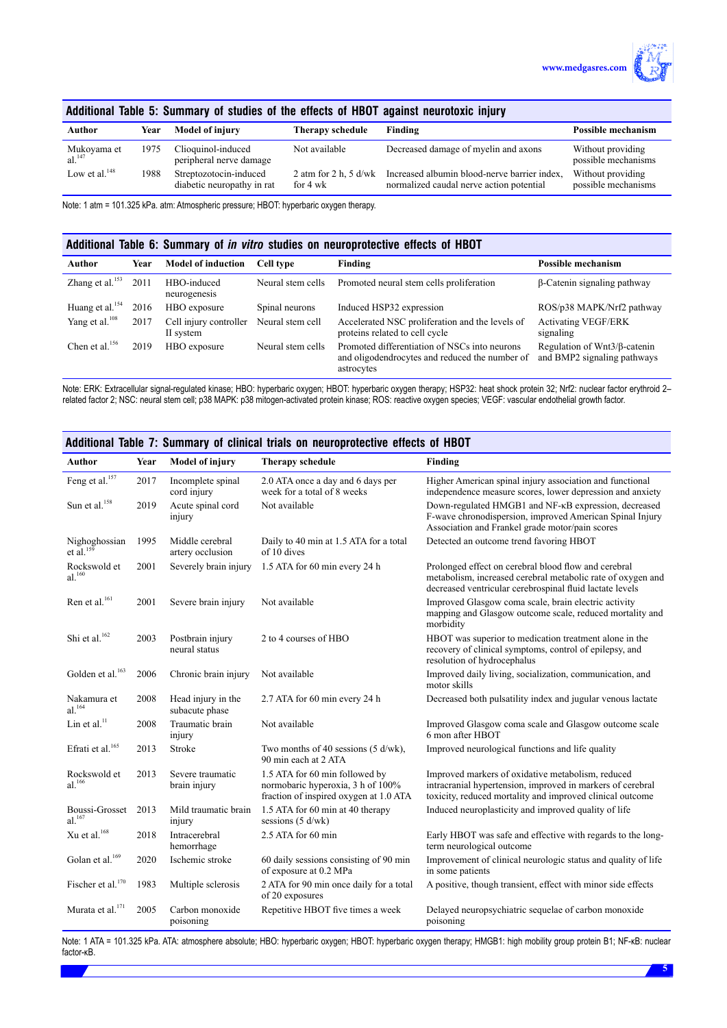## Additional Table 5: Summary of studies of the effects of HBOT against neurotoxic injury

| Author | Year | Model of injury | Therapy schedule | Finding | Possible mechanism |
|---|---|---|---|---|---|
| Mukoyama et al.[147] | 1975 | Clioquinol-induced peripheral nerve damage | Not available | Decreased damage of myelin and axons | Without providing possible mechanisms |
| Low et al.[148] | 1988 | Streptozotocin-induced diabetic neuropathy in rat | 2 atm for 2 h, 5 d/wk for 4 wk | Increased albumin blood-nerve barrier index, normalized caudal nerve action potential | Without providing possible mechanisms |

Note: 1 atm = 101.325 kPa. atm: Atmospheric pressure; HBOT: hyperbaric oxygen therapy.

## Additional Table 6: Summary of *in vitro* studies on neuroprotective effects of HBOT

| Author | Year | Model of induction | Cell type | Finding | Possible mechanism |
|---|---|---|---|---|---|
| Zhang et al.[153] | 2011 | HBO-induced neurogenesis | Neural stem cells | Promoted neural stem cells proliferation | β-Catenin signaling pathway |
| Huang et al.[154] | 2016 | HBO exposure | Spinal neurons | Induced HSP32 expression | ROS/p38 MAPK/Nrf2 pathway |
| Yang et al.[108] | 2017 | Cell injury controller II system | Neural stem cell | Accelerated NSC proliferation and the levels of proteins related to cell cycle | Activating VEGF/ERK signaling |
| Chen et al.[156] | 2019 | HBO exposure | Neural stem cells | Promoted differentiation of NSCs into neurons and oligodendrocytes and reduced the number of astrocytes | Regulation of Wnt3/β-catenin and BMP2 signaling pathways |

Note: ERK: Extracellular signal-regulated kinase; HBO: hyperbaric oxygen; HBOT: hyperbaric oxygen therapy; HSP32: heat shock protein 32; Nrf2: nuclear factor erythroid 2–related factor 2; NSC: neural stem cell; p38 MAPK: p38 mitogen-activated protein kinase; ROS: reactive oxygen species; VEGF: vascular endothelial growth factor.

## Additional Table 7: Summary of clinical trials on neuroprotective effects of HBOT

| Author | Year | Model of injury | Therapy schedule | Finding |
|---|---|---|---|---|
| Feng et al.[157] | 2017 | Incomplete spinal cord injury | 2.0 ATA once a day and 6 days per week for a total of 8 weeks | Higher American spinal injury association and functional independence measure scores, lower depression and anxiety |
| Sun et al.[158] | 2019 | Acute spinal cord injury | Not available | Down-regulated HMGB1 and NF-κB expression, decreased F-wave chronodispersion, improved American Spinal Injury Association and Frankel grade motor/pain scores |
| Nighoghossian et al.[159] | 1995 | Middle cerebral artery occlusion | Daily to 40 min at 1.5 ATA for a total of 10 dives | Detected an outcome trend favoring HBOT |
| Rockswold et al.[160] | 2001 | Severely brain injury | 1.5 ATA for 60 min every 24 h | Prolonged effect on cerebral blood flow and cerebral metabolism, increased cerebral metabolic rate of oxygen and decreased ventricular cerebrospinal fluid lactate levels |
| Ren et al.[161] | 2001 | Severe brain injury | Not available | Improved Glasgow coma scale, brain electric activity mapping and Glasgow outcome scale, reduced mortality and morbidity |
| Shi et al.[162] | 2003 | Postbrain injury neural status | 2 to 4 courses of HBO | HBOT was superior to medication treatment alone in the recovery of clinical symptoms, control of epilepsy, and resolution of hydrocephalus |
| Golden et al.[163] | 2006 | Chronic brain injury | Not available | Improved daily living, socialization, communication, and motor skills |
| Nakamura et al.[164] | 2008 | Head injury in the subacute phase | 2.7 ATA for 60 min every 24 h | Decreased both pulsatility index and jugular venous lactate |
| Lin et al.[11] | 2008 | Traumatic brain injury | Not available | Improved Glasgow coma scale and Glasgow outcome scale 6 mon after HBOT |
| Efrati et al.[165] | 2013 | Stroke | Two months of 40 sessions (5 d/wk), 90 min each at 2 ATA | Improved neurological functions and life quality |
| Rockswold et al.[166] | 2013 | Severe traumatic brain injury | 1.5 ATA for 60 min followed by normobaric hyperoxia, 3 h of 100% fraction of inspired oxygen at 1.0 ATA | Improved markers of oxidative metabolism, reduced intracranial hypertension, improved in markers of cerebral toxicity, reduced mortality and improved clinical outcome |
| Boussi-Grosset al.[167] | 2013 | Mild traumatic brain injury | 1.5 ATA for 60 min at 40 therapy sessions (5 d/wk) | Induced neuroplasticity and improved quality of life |
| Xu et al.[168] | 2018 | Intracerebral hemorrhage | 2.5 ATA for 60 min | Early HBOT was safe and effective with regards to the long-term neurological outcome |
| Golan et al.[169] | 2020 | Ischemic stroke | 60 daily sessions consisting of 90 min of exposure at 0.2 MPa | Improvement of clinical neurologic status and quality of life in some patients |
| Fischer et al.[170] | 1983 | Multiple sclerosis | 2 ATA for 90 min once daily for a total of 20 exposures | A positive, though transient, effect with minor side effects |
| Murata et al.[171] | 2005 | Carbon monoxide poisoning | Repetitive HBOT five times a week | Delayed neuropsychiatric sequelae of carbon monoxide poisoning |

Note: 1 ATA = 101.325 kPa. ATA: atmosphere absolute; HBO: hyperbaric oxygen; HBOT: hyperbaric oxygen therapy; HMGB1: high mobility group protein B1; NF-κB: nuclear factor-κB.